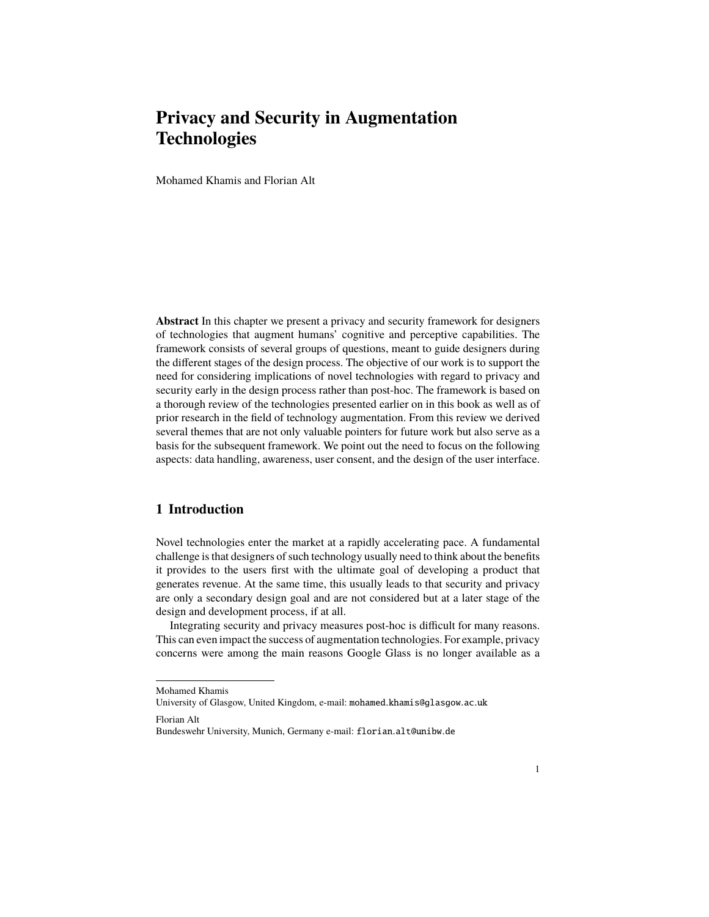# Privacy and Security in Augmentation Technologies

Mohamed Khamis and Florian Alt

**Abstract** In this chapter we present a privacy and security framework for designers of technologies that augment humans' cognitive and perceptive capabilities. The framework consists of several groups of questions, meant to guide designers during the different stages of the design process. The objective of our work is to support the need for considering implications of novel technologies with regard to privacy and security early in the design process rather than post-hoc. The framework is based on a thorough review of the technologies presented earlier on in this book as well as of prior research in the field of technology augmentation. From this review we derived several themes that are not only valuable pointers for future work but also serve as a basis for the subsequent framework. We point out the need to focus on the following aspects: data handling, awareness, user consent, and the design of the user interface.

## 1 Introduction

Novel technologies enter the market at a rapidly accelerating pace. A fundamental challenge is that designers of such technology usually need to think about the benefits it provides to the users first with the ultimate goal of developing a product that generates revenue. At the same time, this usually leads to that security and privacy are only a secondary design goal and are not considered but at a later stage of the design and development process, if at all.

Integrating security and privacy measures post-hoc is difficult for many reasons. This can even impact the success of augmentation technologies. For example, privacy concerns were among the main reasons Google Glass is no longer available as a

---

Mohamed Khamis
University of Glasgow, United Kingdom, e-mail: mohamed.khamis@glasgow.ac.uk

Florian Alt
Bundeswehr University, Munich, Germany e-mail: florian.alt@unibw.de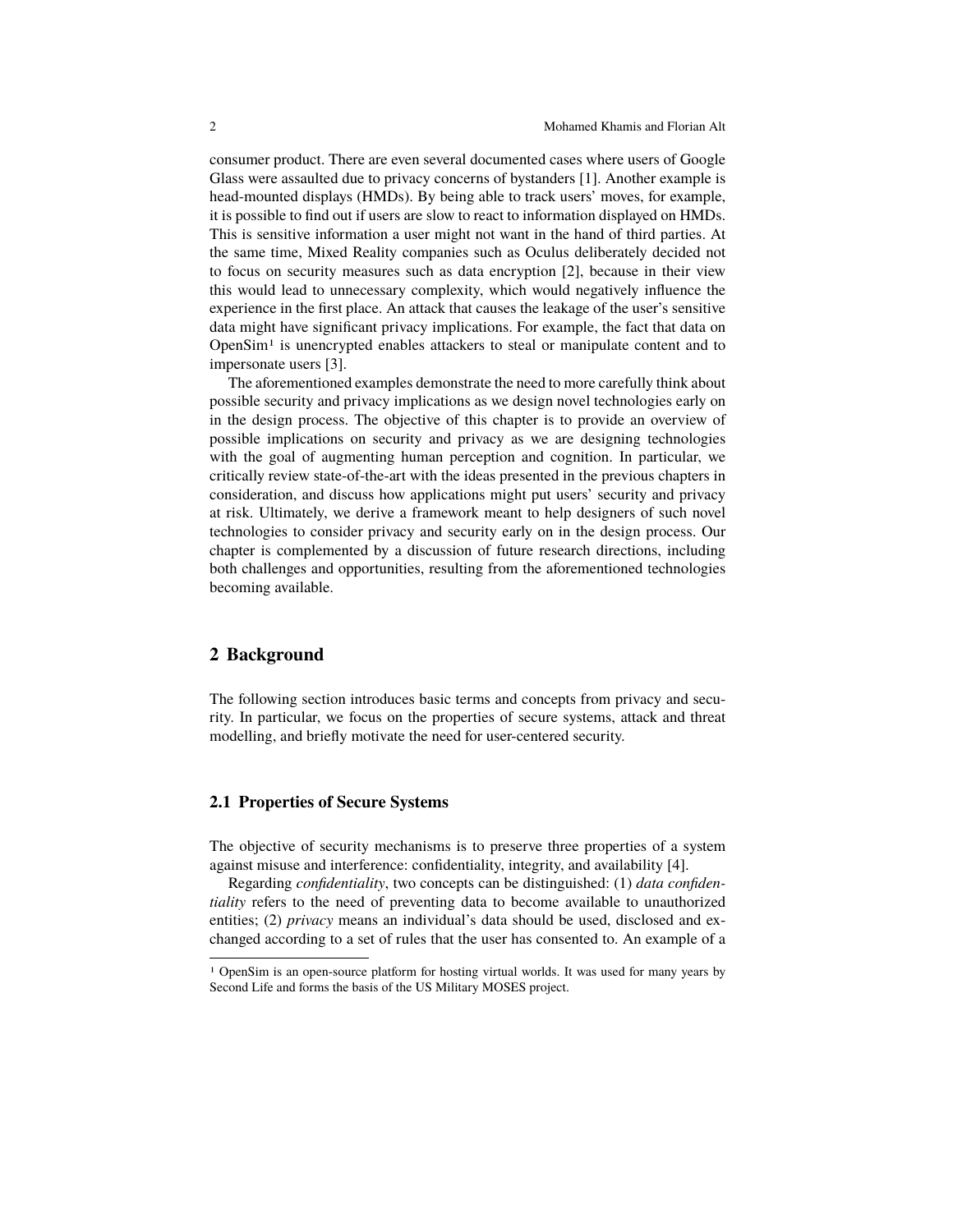consumer product. There are even several documented cases where users of Google Glass were assaulted due to privacy concerns of bystanders [1]. Another example is head-mounted displays (HMDs). By being able to track users' moves, for example, it is possible to find out if users are slow to react to information displayed on HMDs. This is sensitive information a user might not want in the hand of third parties. At the same time, Mixed Reality companies such as Oculus deliberately decided not to focus on security measures such as data encryption [2], because in their view this would lead to unnecessary complexity, which would negatively influence the experience in the first place. An attack that causes the leakage of the user's sensitive data might have significant privacy implications. For example, the fact that data on OpenSim[1] is unencrypted enables attackers to steal or manipulate content and to impersonate users [3].

The aforementioned examples demonstrate the need to more carefully think about possible security and privacy implications as we design novel technologies early on in the design process. The objective of this chapter is to provide an overview of possible implications on security and privacy as we are designing technologies with the goal of augmenting human perception and cognition. In particular, we critically review state-of-the-art with the ideas presented in the previous chapters in consideration, and discuss how applications might put users' security and privacy at risk. Ultimately, we derive a framework meant to help designers of such novel technologies to consider privacy and security early on in the design process. Our chapter is complemented by a discussion of future research directions, including both challenges and opportunities, resulting from the aforementioned technologies becoming available.

## 2 Background

The following section introduces basic terms and concepts from privacy and security. In particular, we focus on the properties of secure systems, attack and threat modelling, and briefly motivate the need for user-centered security.

### 2.1 Properties of Secure Systems

The objective of security mechanisms is to preserve three properties of a system against misuse and interference: confidentiality, integrity, and availability [4].

Regarding *confidentiality*, two concepts can be distinguished: (1) *data confidentiality* refers to the need of preventing data to become available to unauthorized entities; (2) *privacy* means an individual's data should be used, disclosed and exchanged according to a set of rules that the user has consented to. An example of a

[1] OpenSim is an open-source platform for hosting virtual worlds. It was used for many years by Second Life and forms the basis of the US Military MOSES project.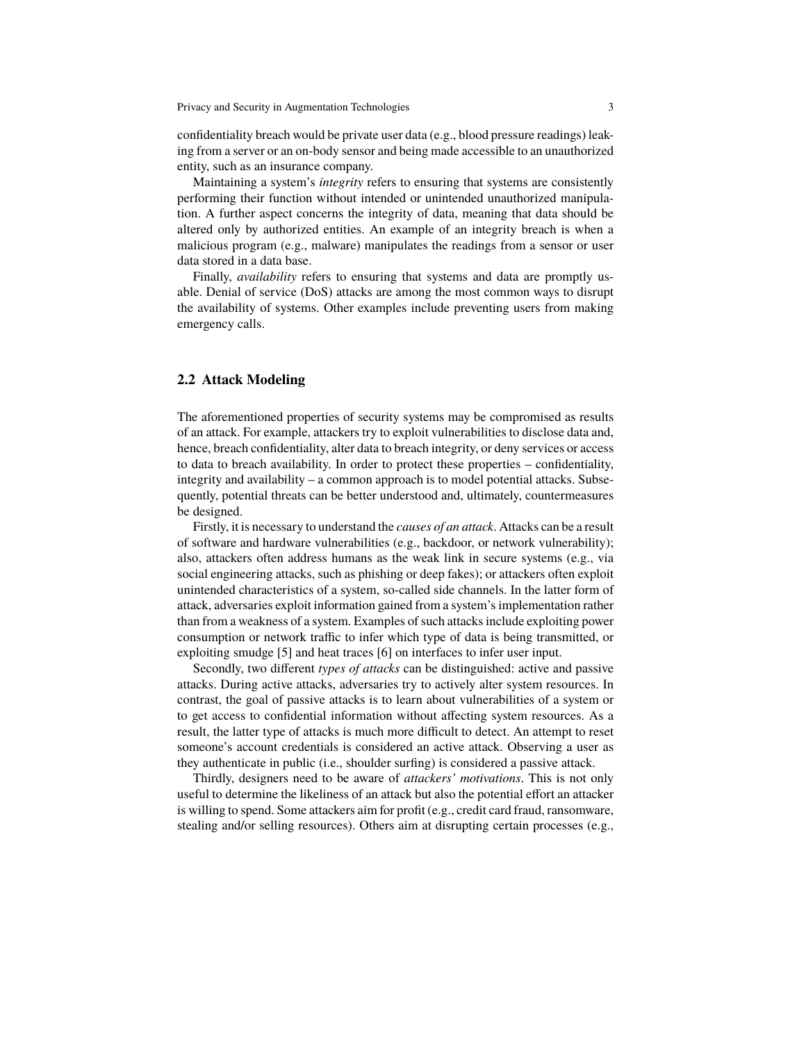confidentiality breach would be private user data (e.g., blood pressure readings) leaking from a server or an on-body sensor and being made accessible to an unauthorized entity, such as an insurance company.

Maintaining a system's *integrity* refers to ensuring that systems are consistently performing their function without intended or unintended unauthorized manipulation. A further aspect concerns the integrity of data, meaning that data should be altered only by authorized entities. An example of an integrity breach is when a malicious program (e.g., malware) manipulates the readings from a sensor or user data stored in a data base.

Finally, *availability* refers to ensuring that systems and data are promptly usable. Denial of service (DoS) attacks are among the most common ways to disrupt the availability of systems. Other examples include preventing users from making emergency calls.

## 2.2 Attack Modeling

The aforementioned properties of security systems may be compromised as results of an attack. For example, attackers try to exploit vulnerabilities to disclose data and, hence, breach confidentiality, alter data to breach integrity, or deny services or access to data to breach availability. In order to protect these properties – confidentiality, integrity and availability – a common approach is to model potential attacks. Subsequently, potential threats can be better understood and, ultimately, countermeasures be designed.

Firstly, it is necessary to understand the *causes of an attack*. Attacks can be a result of software and hardware vulnerabilities (e.g., backdoor, or network vulnerability); also, attackers often address humans as the weak link in secure systems (e.g., via social engineering attacks, such as phishing or deep fakes); or attackers often exploit unintended characteristics of a system, so-called side channels. In the latter form of attack, adversaries exploit information gained from a system's implementation rather than from a weakness of a system. Examples of such attacks include exploiting power consumption or network traffic to infer which type of data is being transmitted, or exploiting smudge [5] and heat traces [6] on interfaces to infer user input.

Secondly, two different *types of attacks* can be distinguished: active and passive attacks. During active attacks, adversaries try to actively alter system resources. In contrast, the goal of passive attacks is to learn about vulnerabilities of a system or to get access to confidential information without affecting system resources. As a result, the latter type of attacks is much more difficult to detect. An attempt to reset someone's account credentials is considered an active attack. Observing a user as they authenticate in public (i.e., shoulder surfing) is considered a passive attack.

Thirdly, designers need to be aware of *attackers' motivations*. This is not only useful to determine the likeliness of an attack but also the potential effort an attacker is willing to spend. Some attackers aim for profit (e.g., credit card fraud, ransomware, stealing and/or selling resources). Others aim at disrupting certain processes (e.g.,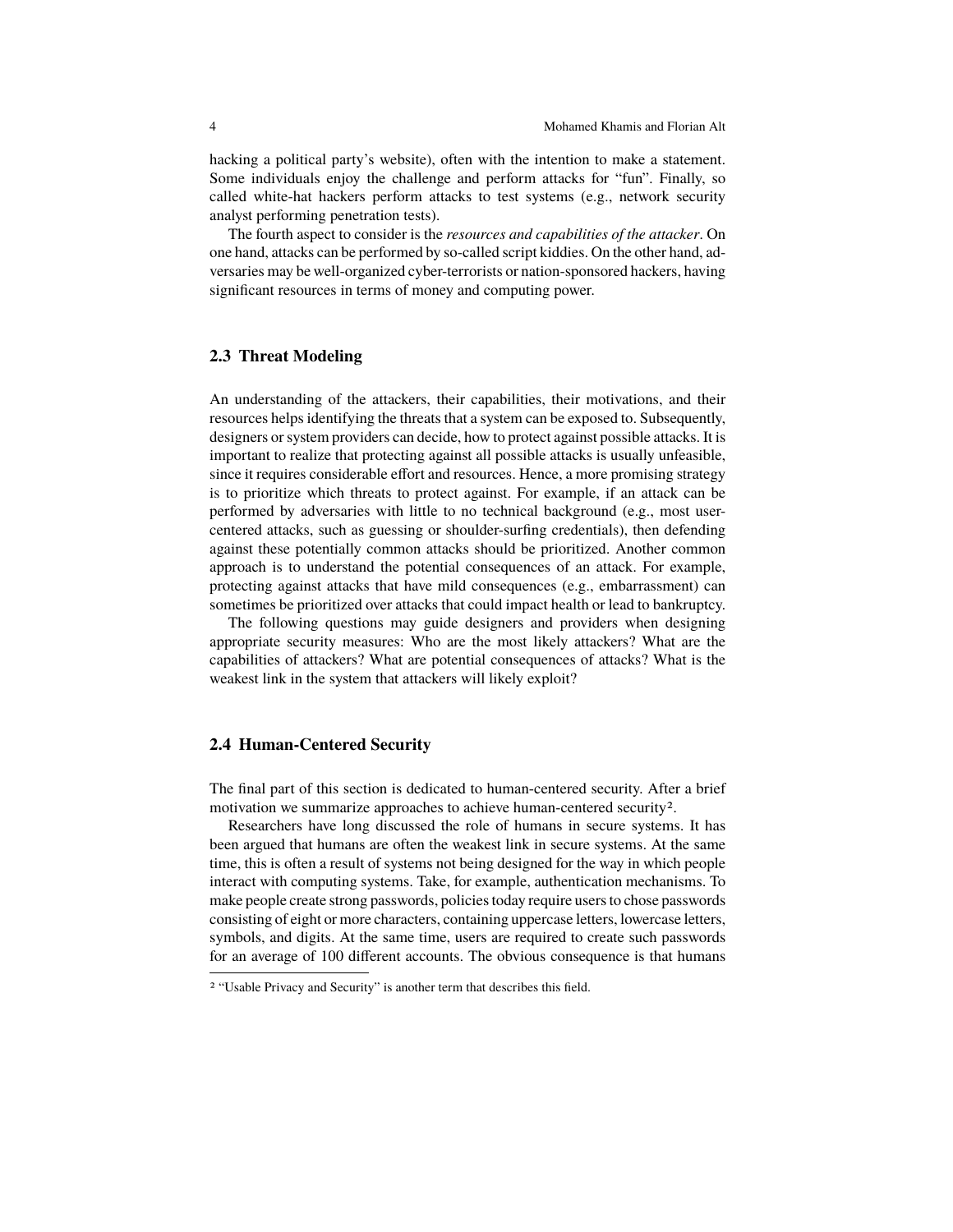hacking a political party's website), often with the intention to make a statement. Some individuals enjoy the challenge and perform attacks for "fun". Finally, so called white-hat hackers perform attacks to test systems (e.g., network security analyst performing penetration tests).

The fourth aspect to consider is the *resources and capabilities of the attacker*. On one hand, attacks can be performed by so-called script kiddies. On the other hand, adversaries may be well-organized cyber-terrorists or nation-sponsored hackers, having significant resources in terms of money and computing power.

## 2.3 Threat Modeling

An understanding of the attackers, their capabilities, their motivations, and their resources helps identifying the threats that a system can be exposed to. Subsequently, designers or system providers can decide, how to protect against possible attacks. It is important to realize that protecting against all possible attacks is usually unfeasible, since it requires considerable effort and resources. Hence, a more promising strategy is to prioritize which threats to protect against. For example, if an attack can be performed by adversaries with little to no technical background (e.g., most user-centered attacks, such as guessing or shoulder-surfing credentials), then defending against these potentially common attacks should be prioritized. Another common approach is to understand the potential consequences of an attack. For example, protecting against attacks that have mild consequences (e.g., embarrassment) can sometimes be prioritized over attacks that could impact health or lead to bankruptcy.

The following questions may guide designers and providers when designing appropriate security measures: Who are the most likely attackers? What are the capabilities of attackers? What are potential consequences of attacks? What is the weakest link in the system that attackers will likely exploit?

## 2.4 Human-Centered Security

The final part of this section is dedicated to human-centered security. After a brief motivation we summarize approaches to achieve human-centered security[2].

Researchers have long discussed the role of humans in secure systems. It has been argued that humans are often the weakest link in secure systems. At the same time, this is often a result of systems not being designed for the way in which people interact with computing systems. Take, for example, authentication mechanisms. To make people create strong passwords, policies today require users to chose passwords consisting of eight or more characters, containing uppercase letters, lowercase letters, symbols, and digits. At the same time, users are required to create such passwords for an average of 100 different accounts. The obvious consequence is that humans

[2] "Usable Privacy and Security" is another term that describes this field.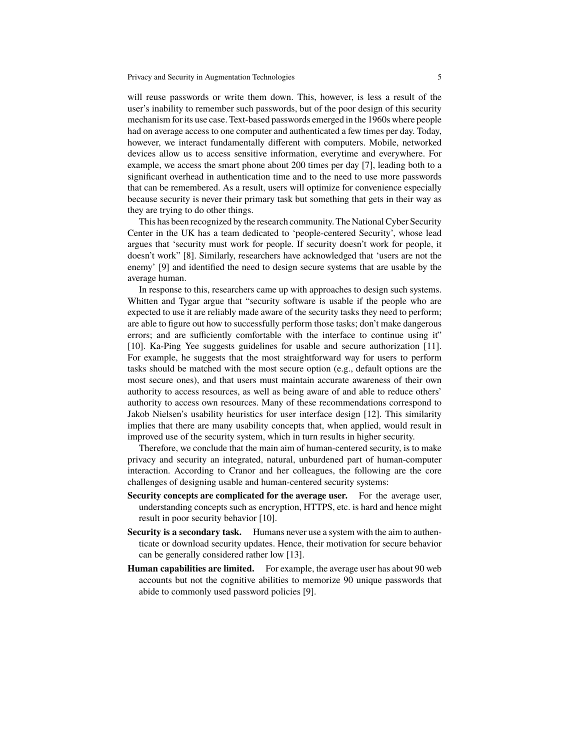will reuse passwords or write them down. This, however, is less a result of the user's inability to remember such passwords, but of the poor design of this security mechanism for its use case. Text-based passwords emerged in the 1960s where people had on average access to one computer and authenticated a few times per day. Today, however, we interact fundamentally different with computers. Mobile, networked devices allow us to access sensitive information, everytime and everywhere. For example, we access the smart phone about 200 times per day [7], leading both to a significant overhead in authentication time and to the need to use more passwords that can be remembered. As a result, users will optimize for convenience especially because security is never their primary task but something that gets in their way as they are trying to do other things.

This has been recognized by the research community. The National Cyber Security Center in the UK has a team dedicated to 'people-centered Security', whose lead argues that 'security must work for people. If security doesn't work for people, it doesn't work" [8]. Similarly, researchers have acknowledged that 'users are not the enemy' [9] and identified the need to design secure systems that are usable by the average human.

In response to this, researchers came up with approaches to design such systems. Whitten and Tygar argue that "security software is usable if the people who are expected to use it are reliably made aware of the security tasks they need to perform; are able to figure out how to successfully perform those tasks; don't make dangerous errors; and are sufficiently comfortable with the interface to continue using it" [10]. Ka-Ping Yee suggests guidelines for usable and secure authorization [11]. For example, he suggests that the most straightforward way for users to perform tasks should be matched with the most secure option (e.g., default options are the most secure ones), and that users must maintain accurate awareness of their own authority to access resources, as well as being aware of and able to reduce others' authority to access own resources. Many of these recommendations correspond to Jakob Nielsen's usability heuristics for user interface design [12]. This similarity implies that there are many usability concepts that, when applied, would result in improved use of the security system, which in turn results in higher security.

Therefore, we conclude that the main aim of human-centered security, is to make privacy and security an integrated, natural, unburdened part of human-computer interaction. According to Cranor and her colleagues, the following are the core challenges of designing usable and human-centered security systems:

**Security concepts are complicated for the average user.** For the average user, understanding concepts such as encryption, HTTPS, etc. is hard and hence might result in poor security behavior [10].

**Security is a secondary task.** Humans never use a system with the aim to authenticate or download security updates. Hence, their motivation for secure behavior can be generally considered rather low [13].

**Human capabilities are limited.** For example, the average user has about 90 web accounts but not the cognitive abilities to memorize 90 unique passwords that abide to commonly used password policies [9].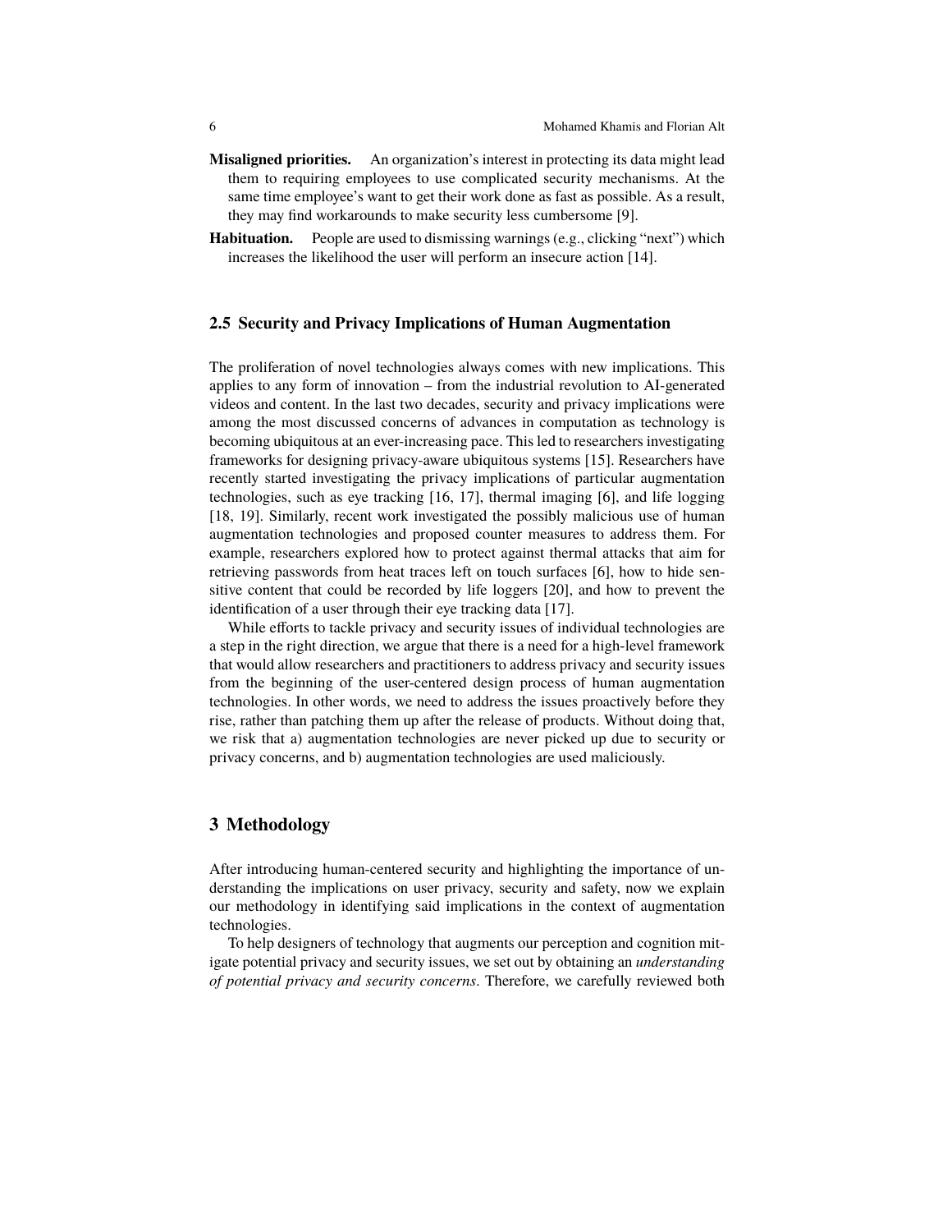**Misaligned priorities.** An organization's interest in protecting its data might lead them to requiring employees to use complicated security mechanisms. At the same time employee's want to get their work done as fast as possible. As a result, they may find workarounds to make security less cumbersome [9].

**Habituation.** People are used to dismissing warnings (e.g., clicking "next") which increases the likelihood the user will perform an insecure action [14].

### 2.5 Security and Privacy Implications of Human Augmentation

The proliferation of novel technologies always comes with new implications. This applies to any form of innovation – from the industrial revolution to AI-generated videos and content. In the last two decades, security and privacy implications were among the most discussed concerns of advances in computation as technology is becoming ubiquitous at an ever-increasing pace. This led to researchers investigating frameworks for designing privacy-aware ubiquitous systems [15]. Researchers have recently started investigating the privacy implications of particular augmentation technologies, such as eye tracking [16, 17], thermal imaging [6], and life logging [18, 19]. Similarly, recent work investigated the possibly malicious use of human augmentation technologies and proposed counter measures to address them. For example, researchers explored how to protect against thermal attacks that aim for retrieving passwords from heat traces left on touch surfaces [6], how to hide sensitive content that could be recorded by life loggers [20], and how to prevent the identification of a user through their eye tracking data [17].

While efforts to tackle privacy and security issues of individual technologies are a step in the right direction, we argue that there is a need for a high-level framework that would allow researchers and practitioners to address privacy and security issues from the beginning of the user-centered design process of human augmentation technologies. In other words, we need to address the issues proactively before they rise, rather than patching them up after the release of products. Without doing that, we risk that a) augmentation technologies are never picked up due to security or privacy concerns, and b) augmentation technologies are used maliciously.

## 3 Methodology

After introducing human-centered security and highlighting the importance of understanding the implications on user privacy, security and safety, now we explain our methodology in identifying said implications in the context of augmentation technologies.

To help designers of technology that augments our perception and cognition mitigate potential privacy and security issues, we set out by obtaining an *understanding of potential privacy and security concerns*. Therefore, we carefully reviewed both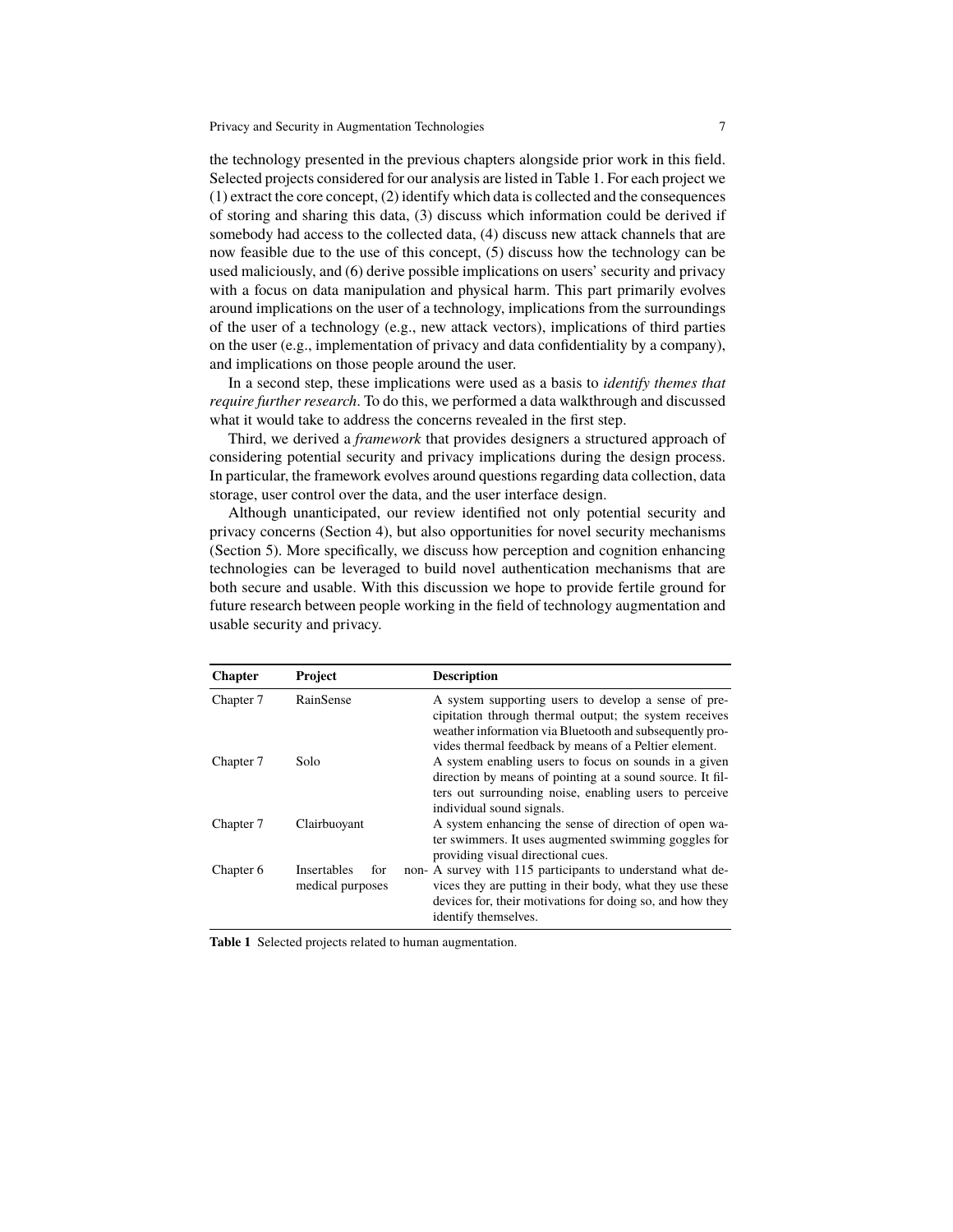the technology presented in the previous chapters alongside prior work in this field. Selected projects considered for our analysis are listed in Table 1. For each project we (1) extract the core concept, (2) identify which data is collected and the consequences of storing and sharing this data, (3) discuss which information could be derived if somebody had access to the collected data, (4) discuss new attack channels that are now feasible due to the use of this concept, (5) discuss how the technology can be used maliciously, and (6) derive possible implications on users' security and privacy with a focus on data manipulation and physical harm. This part primarily evolves around implications on the user of a technology, implications from the surroundings of the user of a technology (e.g., new attack vectors), implications of third parties on the user (e.g., implementation of privacy and data confidentiality by a company), and implications on those people around the user.

In a second step, these implications were used as a basis to *identify themes that require further research*. To do this, we performed a data walkthrough and discussed what it would take to address the concerns revealed in the first step.

Third, we derived a *framework* that provides designers a structured approach of considering potential security and privacy implications during the design process. In particular, the framework evolves around questions regarding data collection, data storage, user control over the data, and the user interface design.

Although unanticipated, our review identified not only potential security and privacy concerns (Section 4), but also opportunities for novel security mechanisms (Section 5). More specifically, we discuss how perception and cognition enhancing technologies can be leveraged to build novel authentication mechanisms that are both secure and usable. With this discussion we hope to provide fertile ground for future research between people working in the field of technology augmentation and usable security and privacy.

| **Chapter** | **Project** | **Description** |
|---|---|---|
| Chapter 7 | RainSense | A system supporting users to develop a sense of precipitation through thermal output; the system receives weather information via Bluetooth and subsequently provides thermal feedback by means of a Peltier element. |
| Chapter 7 | Solo | A system enabling users to focus on sounds in a given direction by means of pointing at a sound source. It filters out surrounding noise, enabling users to perceive individual sound signals. |
| Chapter 7 | Clairbuoyant | A system enhancing the sense of direction of open water swimmers. It uses augmented swimming goggles for providing visual directional cues. |
| Chapter 6 | Insertables for non-medical purposes | A survey with 115 participants to understand what devices they are putting in their body, what they use these devices for, their motivations for doing so, and how they identify themselves. |

**Table 1** Selected projects related to human augmentation.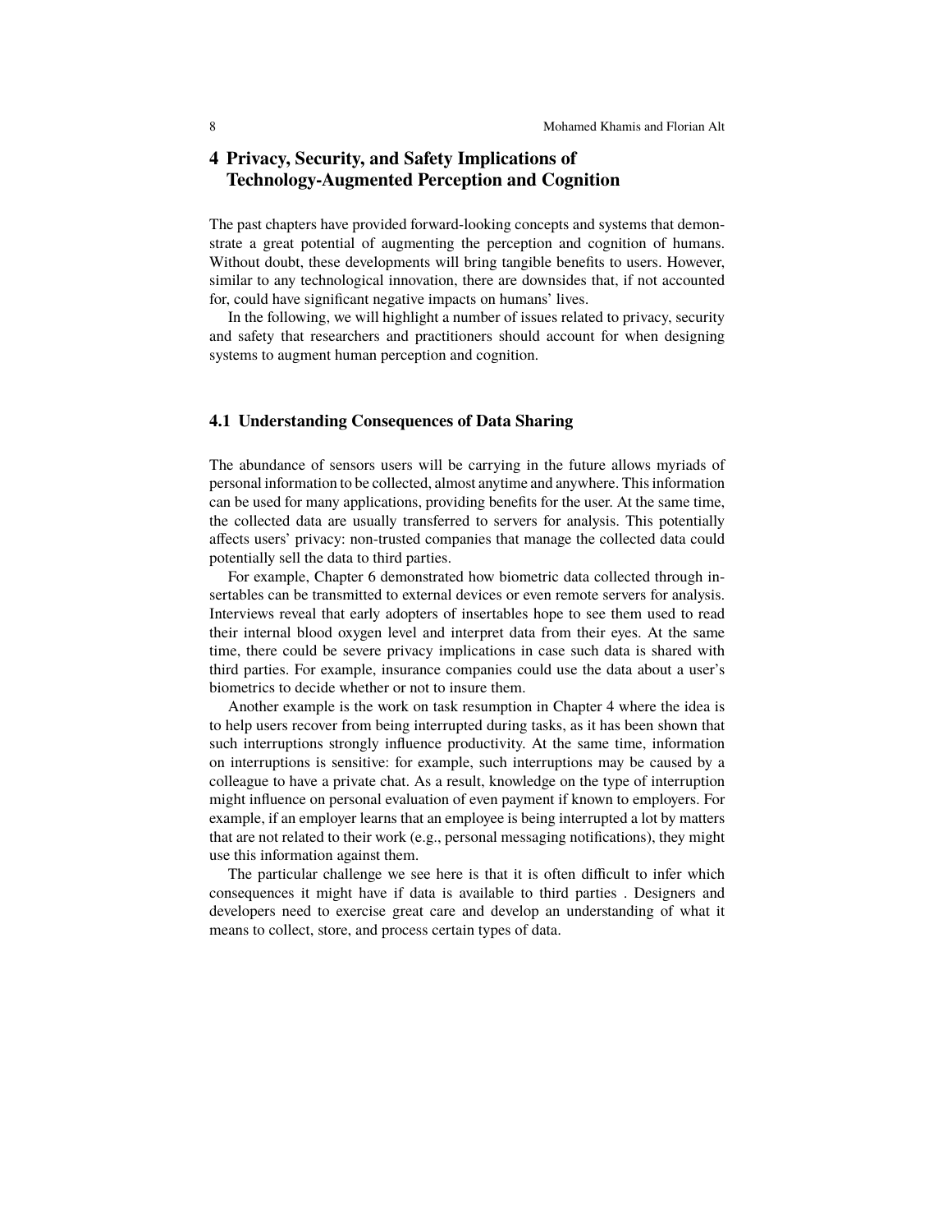## 4 Privacy, Security, and Safety Implications of Technology-Augmented Perception and Cognition

The past chapters have provided forward-looking concepts and systems that demonstrate a great potential of augmenting the perception and cognition of humans. Without doubt, these developments will bring tangible benefits to users. However, similar to any technological innovation, there are downsides that, if not accounted for, could have significant negative impacts on humans' lives.

In the following, we will highlight a number of issues related to privacy, security and safety that researchers and practitioners should account for when designing systems to augment human perception and cognition.

### 4.1 Understanding Consequences of Data Sharing

The abundance of sensors users will be carrying in the future allows myriads of personal information to be collected, almost anytime and anywhere. This information can be used for many applications, providing benefits for the user. At the same time, the collected data are usually transferred to servers for analysis. This potentially affects users' privacy: non-trusted companies that manage the collected data could potentially sell the data to third parties.

For example, Chapter 6 demonstrated how biometric data collected through insertables can be transmitted to external devices or even remote servers for analysis. Interviews reveal that early adopters of insertables hope to see them used to read their internal blood oxygen level and interpret data from their eyes. At the same time, there could be severe privacy implications in case such data is shared with third parties. For example, insurance companies could use the data about a user's biometrics to decide whether or not to insure them.

Another example is the work on task resumption in Chapter 4 where the idea is to help users recover from being interrupted during tasks, as it has been shown that such interruptions strongly influence productivity. At the same time, information on interruptions is sensitive: for example, such interruptions may be caused by a colleague to have a private chat. As a result, knowledge on the type of interruption might influence on personal evaluation of even payment if known to employers. For example, if an employer learns that an employee is being interrupted a lot by matters that are not related to their work (e.g., personal messaging notifications), they might use this information against them.

The particular challenge we see here is that it is often difficult to infer which consequences it might have if data is available to third parties . Designers and developers need to exercise great care and develop an understanding of what it means to collect, store, and process certain types of data.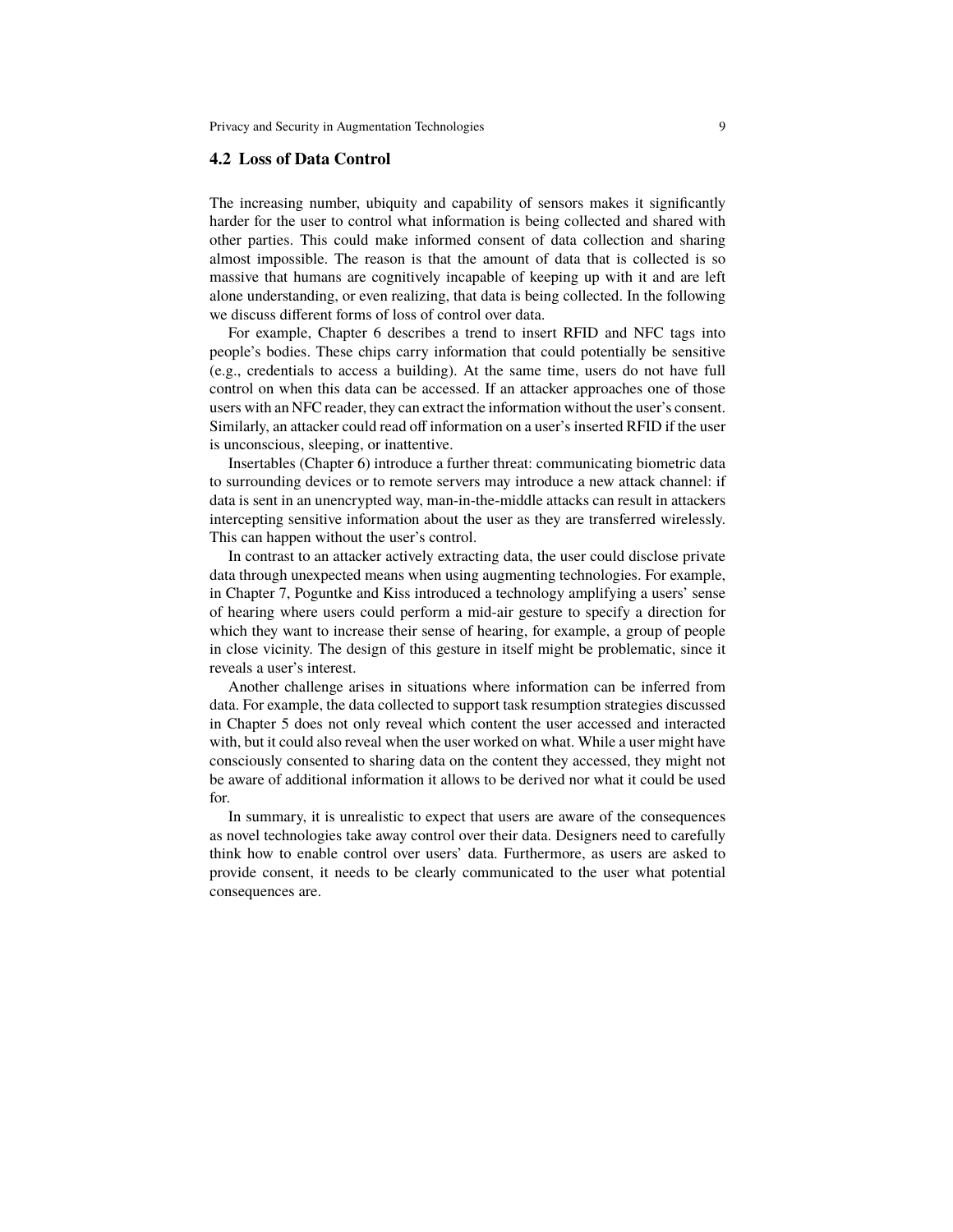## 4.2 Loss of Data Control

The increasing number, ubiquity and capability of sensors makes it significantly harder for the user to control what information is being collected and shared with other parties. This could make informed consent of data collection and sharing almost impossible. The reason is that the amount of data that is collected is so massive that humans are cognitively incapable of keeping up with it and are left alone understanding, or even realizing, that data is being collected. In the following we discuss different forms of loss of control over data.

For example, Chapter 6 describes a trend to insert RFID and NFC tags into people's bodies. These chips carry information that could potentially be sensitive (e.g., credentials to access a building). At the same time, users do not have full control on when this data can be accessed. If an attacker approaches one of those users with an NFC reader, they can extract the information without the user's consent. Similarly, an attacker could read off information on a user's inserted RFID if the user is unconscious, sleeping, or inattentive.

Insertables (Chapter 6) introduce a further threat: communicating biometric data to surrounding devices or to remote servers may introduce a new attack channel: if data is sent in an unencrypted way, man-in-the-middle attacks can result in attackers intercepting sensitive information about the user as they are transferred wirelessly. This can happen without the user's control.

In contrast to an attacker actively extracting data, the user could disclose private data through unexpected means when using augmenting technologies. For example, in Chapter 7, Poguntke and Kiss introduced a technology amplifying a users' sense of hearing where users could perform a mid-air gesture to specify a direction for which they want to increase their sense of hearing, for example, a group of people in close vicinity. The design of this gesture in itself might be problematic, since it reveals a user's interest.

Another challenge arises in situations where information can be inferred from data. For example, the data collected to support task resumption strategies discussed in Chapter 5 does not only reveal which content the user accessed and interacted with, but it could also reveal when the user worked on what. While a user might have consciously consented to sharing data on the content they accessed, they might not be aware of additional information it allows to be derived nor what it could be used for.

In summary, it is unrealistic to expect that users are aware of the consequences as novel technologies take away control over their data. Designers need to carefully think how to enable control over users' data. Furthermore, as users are asked to provide consent, it needs to be clearly communicated to the user what potential consequences are.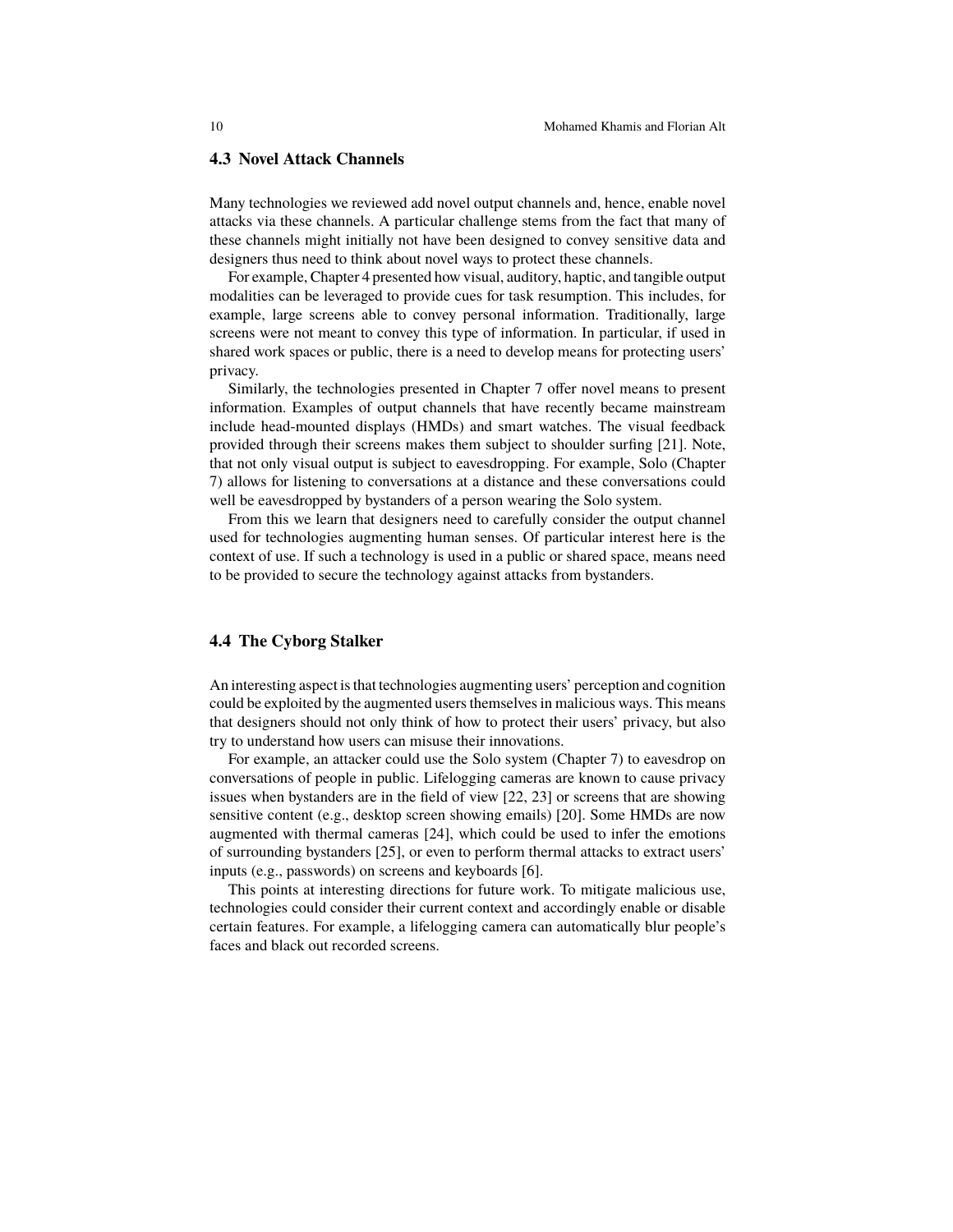### 4.3 Novel Attack Channels

Many technologies we reviewed add novel output channels and, hence, enable novel attacks via these channels. A particular challenge stems from the fact that many of these channels might initially not have been designed to convey sensitive data and designers thus need to think about novel ways to protect these channels.

For example, Chapter 4 presented how visual, auditory, haptic, and tangible output modalities can be leveraged to provide cues for task resumption. This includes, for example, large screens able to convey personal information. Traditionally, large screens were not meant to convey this type of information. In particular, if used in shared work spaces or public, there is a need to develop means for protecting users' privacy.

Similarly, the technologies presented in Chapter 7 offer novel means to present information. Examples of output channels that have recently became mainstream include head-mounted displays (HMDs) and smart watches. The visual feedback provided through their screens makes them subject to shoulder surfing [21]. Note, that not only visual output is subject to eavesdropping. For example, Solo (Chapter 7) allows for listening to conversations at a distance and these conversations could well be eavesdropped by bystanders of a person wearing the Solo system.

From this we learn that designers need to carefully consider the output channel used for technologies augmenting human senses. Of particular interest here is the context of use. If such a technology is used in a public or shared space, means need to be provided to secure the technology against attacks from bystanders.

### 4.4 The Cyborg Stalker

An interesting aspect is that technologies augmenting users' perception and cognition could be exploited by the augmented users themselves in malicious ways. This means that designers should not only think of how to protect their users' privacy, but also try to understand how users can misuse their innovations.

For example, an attacker could use the Solo system (Chapter 7) to eavesdrop on conversations of people in public. Lifelogging cameras are known to cause privacy issues when bystanders are in the field of view [22, 23] or screens that are showing sensitive content (e.g., desktop screen showing emails) [20]. Some HMDs are now augmented with thermal cameras [24], which could be used to infer the emotions of surrounding bystanders [25], or even to perform thermal attacks to extract users' inputs (e.g., passwords) on screens and keyboards [6].

This points at interesting directions for future work. To mitigate malicious use, technologies could consider their current context and accordingly enable or disable certain features. For example, a lifelogging camera can automatically blur people's faces and black out recorded screens.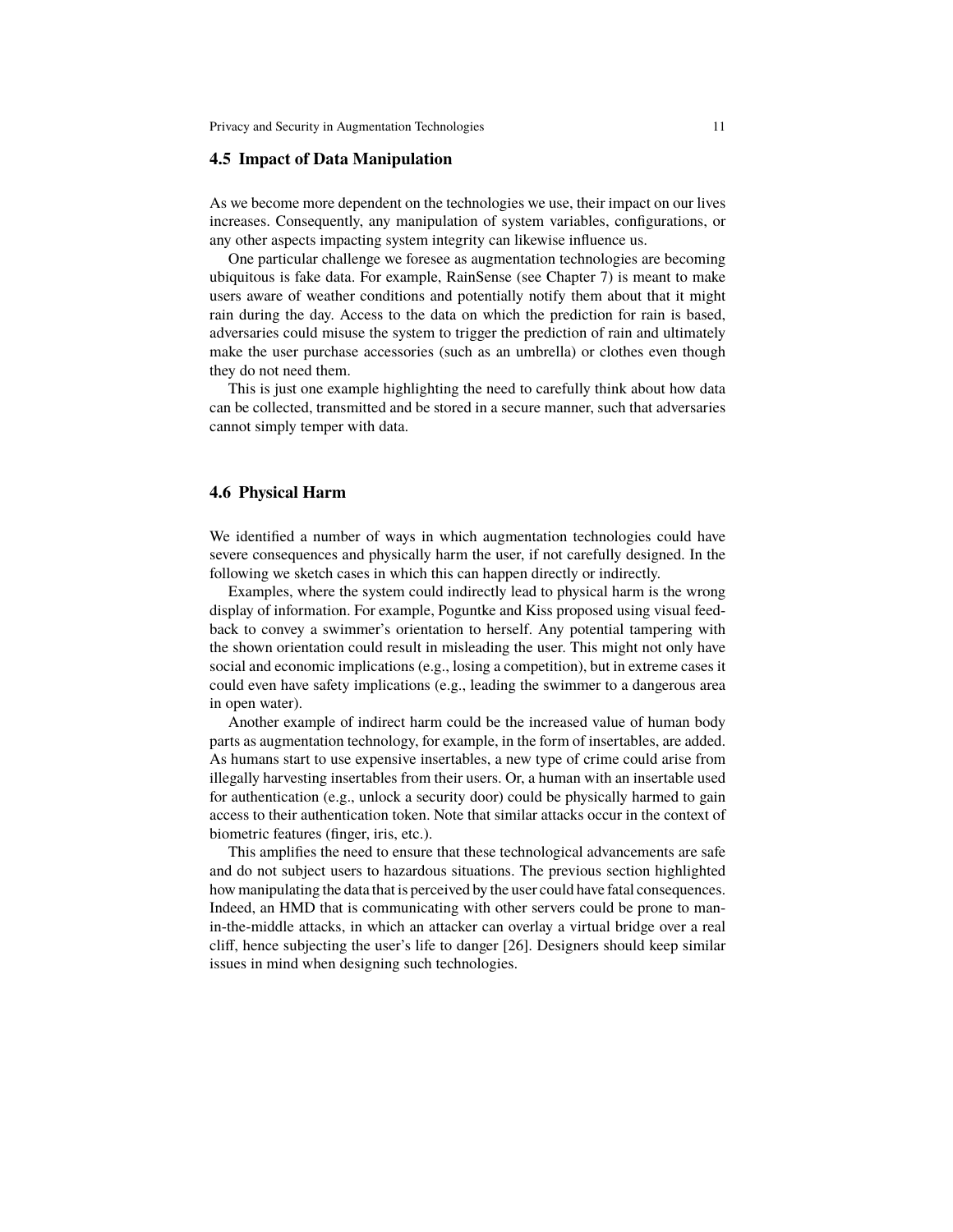## 4.5 Impact of Data Manipulation

As we become more dependent on the technologies we use, their impact on our lives increases. Consequently, any manipulation of system variables, configurations, or any other aspects impacting system integrity can likewise influence us.

One particular challenge we foresee as augmentation technologies are becoming ubiquitous is fake data. For example, RainSense (see Chapter 7) is meant to make users aware of weather conditions and potentially notify them about that it might rain during the day. Access to the data on which the prediction for rain is based, adversaries could misuse the system to trigger the prediction of rain and ultimately make the user purchase accessories (such as an umbrella) or clothes even though they do not need them.

This is just one example highlighting the need to carefully think about how data can be collected, transmitted and be stored in a secure manner, such that adversaries cannot simply temper with data.

## 4.6 Physical Harm

We identified a number of ways in which augmentation technologies could have severe consequences and physically harm the user, if not carefully designed. In the following we sketch cases in which this can happen directly or indirectly.

Examples, where the system could indirectly lead to physical harm is the wrong display of information. For example, Poguntke and Kiss proposed using visual feedback to convey a swimmer's orientation to herself. Any potential tampering with the shown orientation could result in misleading the user. This might not only have social and economic implications (e.g., losing a competition), but in extreme cases it could even have safety implications (e.g., leading the swimmer to a dangerous area in open water).

Another example of indirect harm could be the increased value of human body parts as augmentation technology, for example, in the form of insertables, are added. As humans start to use expensive insertables, a new type of crime could arise from illegally harvesting insertables from their users. Or, a human with an insertable used for authentication (e.g., unlock a security door) could be physically harmed to gain access to their authentication token. Note that similar attacks occur in the context of biometric features (finger, iris, etc.).

This amplifies the need to ensure that these technological advancements are safe and do not subject users to hazardous situations. The previous section highlighted how manipulating the data that is perceived by the user could have fatal consequences. Indeed, an HMD that is communicating with other servers could be prone to man-in-the-middle attacks, in which an attacker can overlay a virtual bridge over a real cliff, hence subjecting the user's life to danger [26]. Designers should keep similar issues in mind when designing such technologies.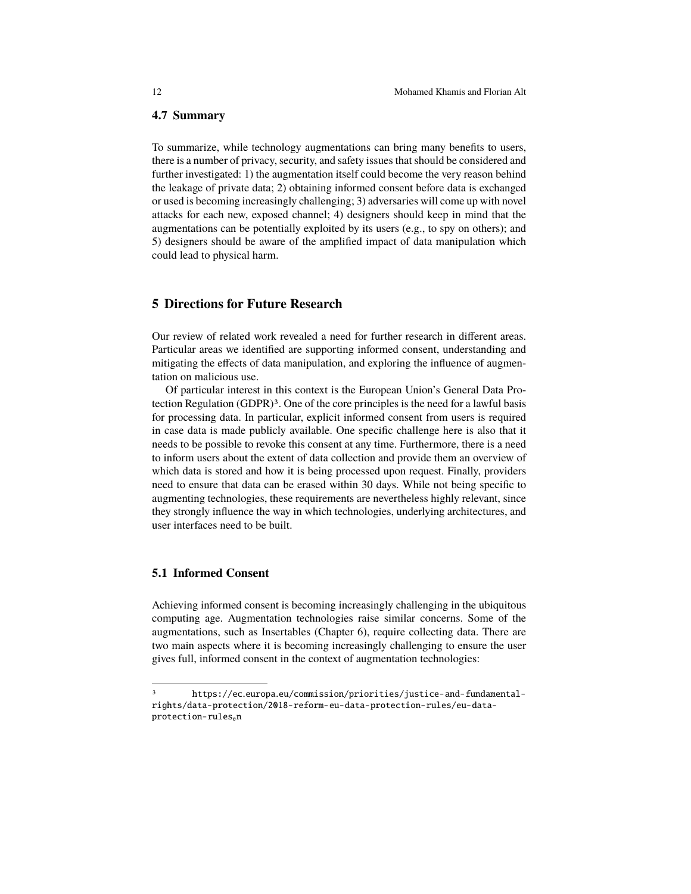### 4.7 Summary

To summarize, while technology augmentations can bring many benefits to users, there is a number of privacy, security, and safety issues that should be considered and further investigated: 1) the augmentation itself could become the very reason behind the leakage of private data; 2) obtaining informed consent before data is exchanged or used is becoming increasingly challenging; 3) adversaries will come up with novel attacks for each new, exposed channel; 4) designers should keep in mind that the augmentations can be potentially exploited by its users (e.g., to spy on others); and 5) designers should be aware of the amplified impact of data manipulation which could lead to physical harm.

## 5 Directions for Future Research

Our review of related work revealed a need for further research in different areas. Particular areas we identified are supporting informed consent, understanding and mitigating the effects of data manipulation, and exploring the influence of augmentation on malicious use.

Of particular interest in this context is the European Union's General Data Protection Regulation (GDPR)[3]. One of the core principles is the need for a lawful basis for processing data. In particular, explicit informed consent from users is required in case data is made publicly available. One specific challenge here is also that it needs to be possible to revoke this consent at any time. Furthermore, there is a need to inform users about the extent of data collection and provide them an overview of which data is stored and how it is being processed upon request. Finally, providers need to ensure that data can be erased within 30 days. While not being specific to augmenting technologies, these requirements are nevertheless highly relevant, since they strongly influence the way in which technologies, underlying architectures, and user interfaces need to be built.

### 5.1 Informed Consent

Achieving informed consent is becoming increasingly challenging in the ubiquitous computing age. Augmentation technologies raise similar concerns. Some of the augmentations, such as Insertables (Chapter 6), require collecting data. There are two main aspects where it is becoming increasingly challenging to ensure the user gives full, informed consent in the context of augmentation technologies:

---

[3] https://ec.europa.eu/commission/priorities/justice-and-fundamental-rights/data-protection/2018-reform-eu-data-protection-rules/eu-data-protection-rules_en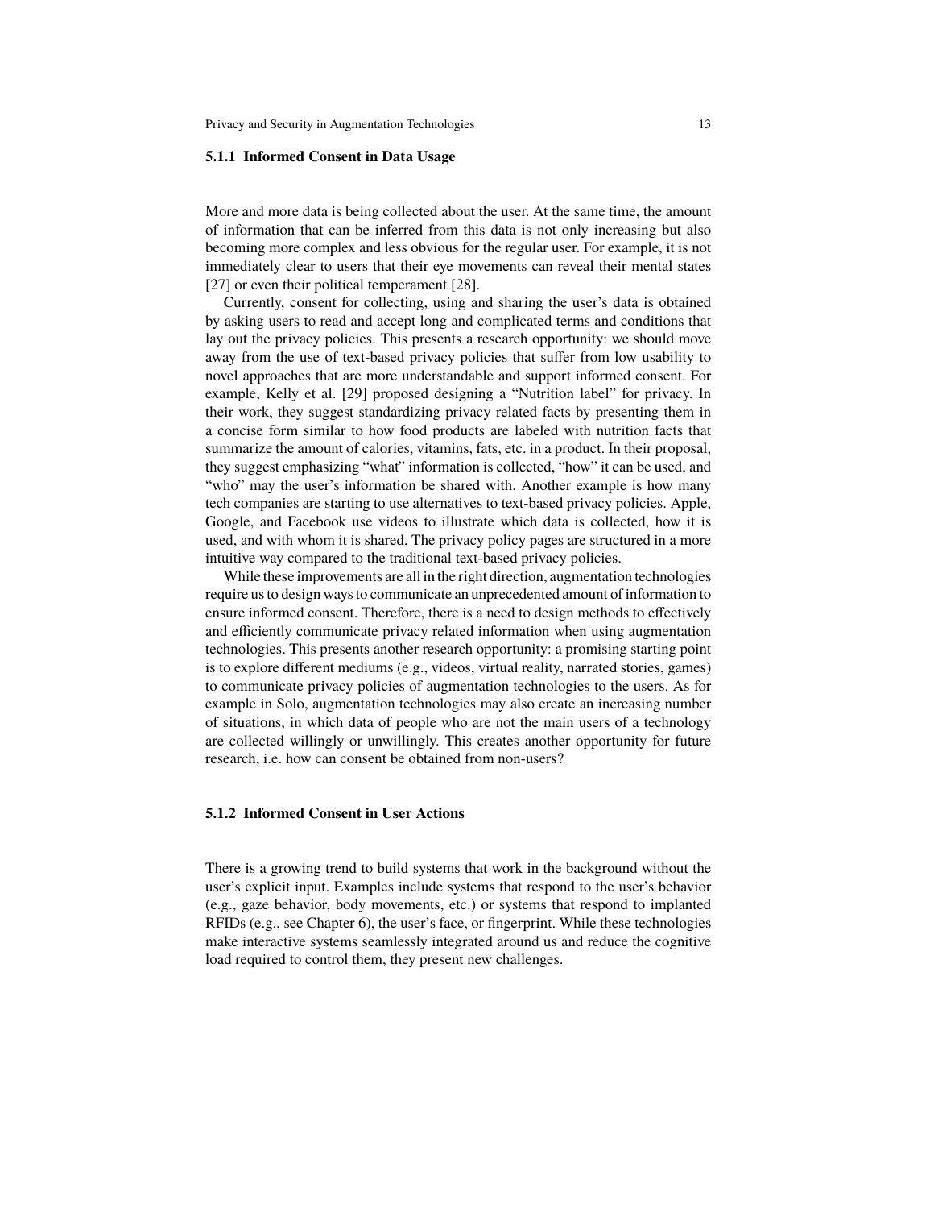### 5.1.1 Informed Consent in Data Usage

More and more data is being collected about the user. At the same time, the amount of information that can be inferred from this data is not only increasing but also becoming more complex and less obvious for the regular user. For example, it is not immediately clear to users that their eye movements can reveal their mental states [27] or even their political temperament [28].

Currently, consent for collecting, using and sharing the user's data is obtained by asking users to read and accept long and complicated terms and conditions that lay out the privacy policies. This presents a research opportunity: we should move away from the use of text-based privacy policies that suffer from low usability to novel approaches that are more understandable and support informed consent. For example, Kelly et al. [29] proposed designing a "Nutrition label" for privacy. In their work, they suggest standardizing privacy related facts by presenting them in a concise form similar to how food products are labeled with nutrition facts that summarize the amount of calories, vitamins, fats, etc. in a product. In their proposal, they suggest emphasizing "what" information is collected, "how" it can be used, and "who" may the user's information be shared with. Another example is how many tech companies are starting to use alternatives to text-based privacy policies. Apple, Google, and Facebook use videos to illustrate which data is collected, how it is used, and with whom it is shared. The privacy policy pages are structured in a more intuitive way compared to the traditional text-based privacy policies.

While these improvements are all in the right direction, augmentation technologies require us to design ways to communicate an unprecedented amount of information to ensure informed consent. Therefore, there is a need to design methods to effectively and efficiently communicate privacy related information when using augmentation technologies. This presents another research opportunity: a promising starting point is to explore different mediums (e.g., videos, virtual reality, narrated stories, games) to communicate privacy policies of augmentation technologies to the users. As for example in Solo, augmentation technologies may also create an increasing number of situations, in which data of people who are not the main users of a technology are collected willingly or unwillingly. This creates another opportunity for future research, i.e. how can consent be obtained from non-users?

### 5.1.2 Informed Consent in User Actions

There is a growing trend to build systems that work in the background without the user's explicit input. Examples include systems that respond to the user's behavior (e.g., gaze behavior, body movements, etc.) or systems that respond to implanted RFIDs (e.g., see Chapter 6), the user's face, or fingerprint. While these technologies make interactive systems seamlessly integrated around us and reduce the cognitive load required to control them, they present new challenges.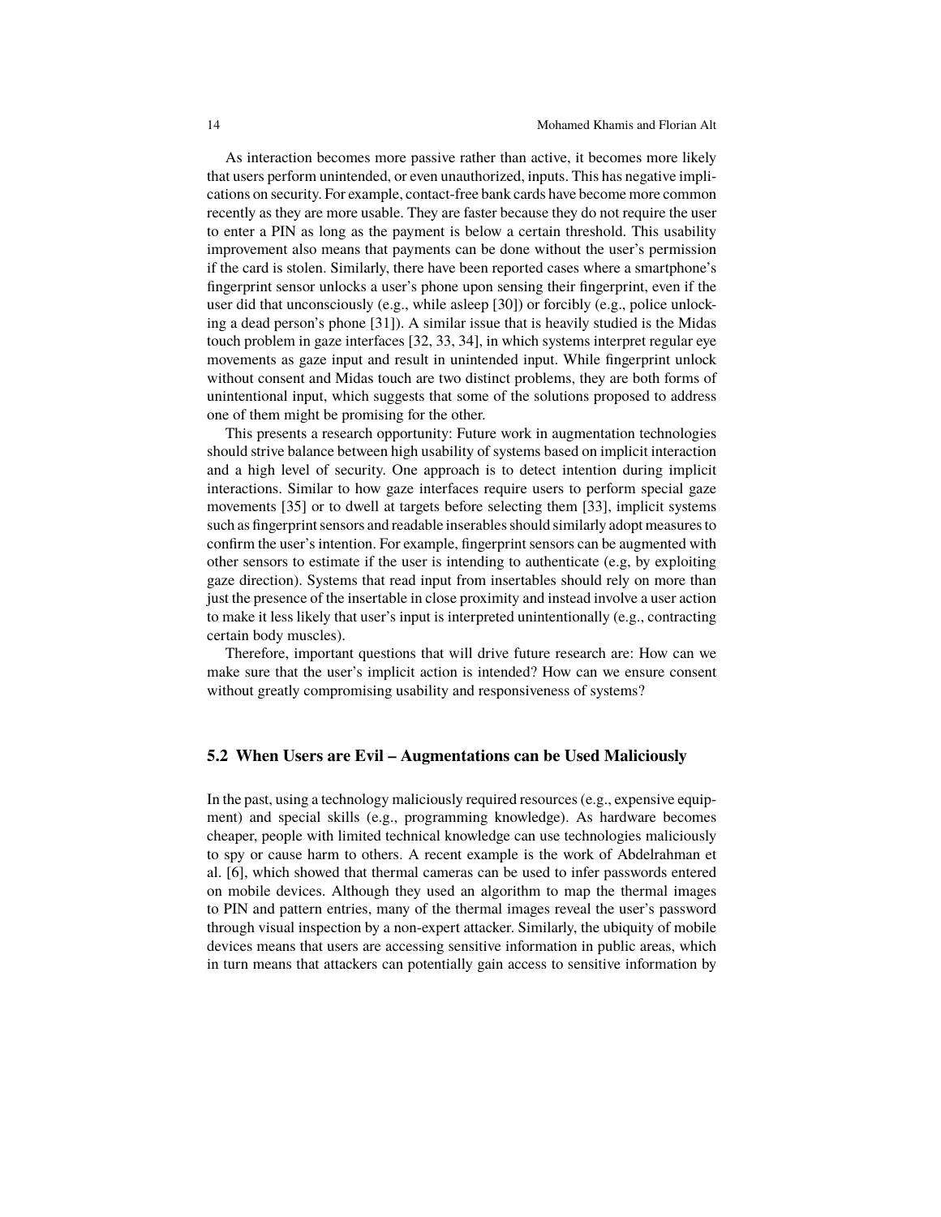As interaction becomes more passive rather than active, it becomes more likely that users perform unintended, or even unauthorized, inputs. This has negative implications on security. For example, contact-free bank cards have become more common recently as they are more usable. They are faster because they do not require the user to enter a PIN as long as the payment is below a certain threshold. This usability improvement also means that payments can be done without the user's permission if the card is stolen. Similarly, there have been reported cases where a smartphone's fingerprint sensor unlocks a user's phone upon sensing their fingerprint, even if the user did that unconsciously (e.g., while asleep [30]) or forcibly (e.g., police unlocking a dead person's phone [31]). A similar issue that is heavily studied is the Midas touch problem in gaze interfaces [32, 33, 34], in which systems interpret regular eye movements as gaze input and result in unintended input. While fingerprint unlock without consent and Midas touch are two distinct problems, they are both forms of unintentional input, which suggests that some of the solutions proposed to address one of them might be promising for the other.

This presents a research opportunity: Future work in augmentation technologies should strive balance between high usability of systems based on implicit interaction and a high level of security. One approach is to detect intention during implicit interactions. Similar to how gaze interfaces require users to perform special gaze movements [35] or to dwell at targets before selecting them [33], implicit systems such as fingerprint sensors and readable inserables should similarly adopt measures to confirm the user's intention. For example, fingerprint sensors can be augmented with other sensors to estimate if the user is intending to authenticate (e.g, by exploiting gaze direction). Systems that read input from insertables should rely on more than just the presence of the insertable in close proximity and instead involve a user action to make it less likely that user's input is interpreted unintentionally (e.g., contracting certain body muscles).

Therefore, important questions that will drive future research are: How can we make sure that the user's implicit action is intended? How can we ensure consent without greatly compromising usability and responsiveness of systems?

### 5.2 When Users are Evil – Augmentations can be Used Maliciously

In the past, using a technology maliciously required resources (e.g., expensive equipment) and special skills (e.g., programming knowledge). As hardware becomes cheaper, people with limited technical knowledge can use technologies maliciously to spy or cause harm to others. A recent example is the work of Abdelrahman et al. [6], which showed that thermal cameras can be used to infer passwords entered on mobile devices. Although they used an algorithm to map the thermal images to PIN and pattern entries, many of the thermal images reveal the user's password through visual inspection by a non-expert attacker. Similarly, the ubiquity of mobile devices means that users are accessing sensitive information in public areas, which in turn means that attackers can potentially gain access to sensitive information by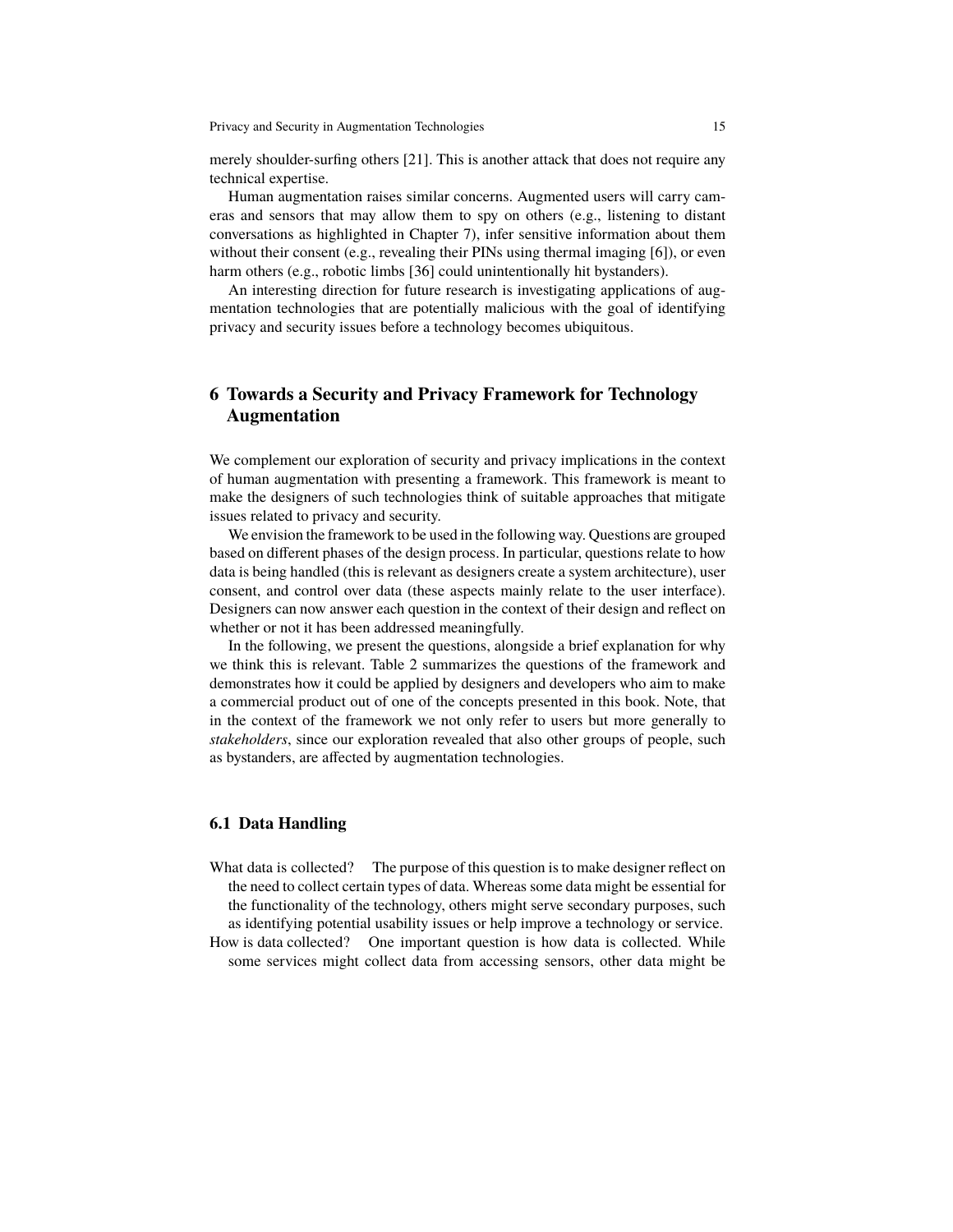merely shoulder-surfing others [21]. This is another attack that does not require any technical expertise.

Human augmentation raises similar concerns. Augmented users will carry cameras and sensors that may allow them to spy on others (e.g., listening to distant conversations as highlighted in Chapter 7), infer sensitive information about them without their consent (e.g., revealing their PINs using thermal imaging [6]), or even harm others (e.g., robotic limbs [36] could unintentionally hit bystanders).

An interesting direction for future research is investigating applications of augmentation technologies that are potentially malicious with the goal of identifying privacy and security issues before a technology becomes ubiquitous.

## 6 Towards a Security and Privacy Framework for Technology Augmentation

We complement our exploration of security and privacy implications in the context of human augmentation with presenting a framework. This framework is meant to make the designers of such technologies think of suitable approaches that mitigate issues related to privacy and security.

We envision the framework to be used in the following way. Questions are grouped based on different phases of the design process. In particular, questions relate to how data is being handled (this is relevant as designers create a system architecture), user consent, and control over data (these aspects mainly relate to the user interface). Designers can now answer each question in the context of their design and reflect on whether or not it has been addressed meaningfully.

In the following, we present the questions, alongside a brief explanation for why we think this is relevant. Table 2 summarizes the questions of the framework and demonstrates how it could be applied by designers and developers who aim to make a commercial product out of one of the concepts presented in this book. Note, that in the context of the framework we not only refer to users but more generally to *stakeholders*, since our exploration revealed that also other groups of people, such as bystanders, are affected by augmentation technologies.

### 6.1 Data Handling

What data is collected? The purpose of this question is to make designer reflect on the need to collect certain types of data. Whereas some data might be essential for the functionality of the technology, others might serve secondary purposes, such as identifying potential usability issues or help improve a technology or service.

How is data collected? One important question is how data is collected. While some services might collect data from accessing sensors, other data might be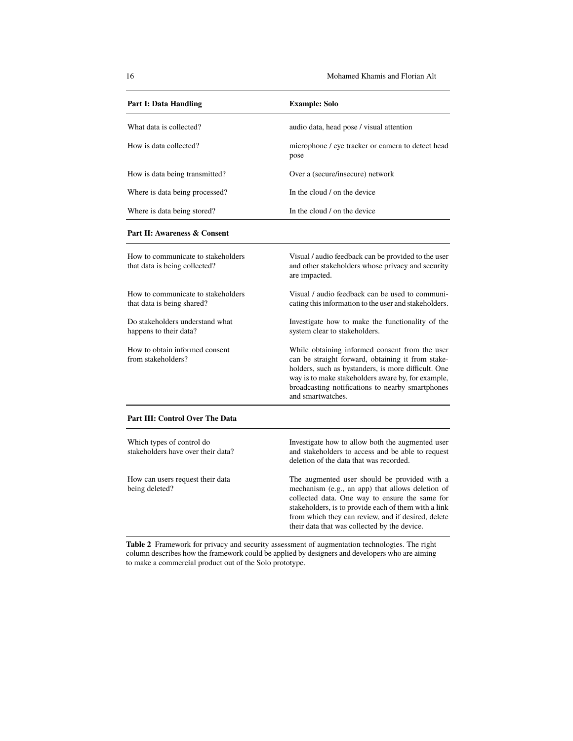| **Part I: Data Handling** | **Example: Solo** |
|---|---|
| What data is collected? | audio data, head pose / visual attention |
| How is data collected? | microphone / eye tracker or camera to detect head pose |
| How is data being transmitted? | Over a (secure/insecure) network |
| Where is data being processed? | In the cloud / on the device |
| Where is data being stored? | In the cloud / on the device |
| **Part II: Awareness & Consent** | |
| How to communicate to stakeholders that data is being collected? | Visual / audio feedback can be provided to the user and other stakeholders whose privacy and security are impacted. |
| How to communicate to stakeholders that data is being shared? | Visual / audio feedback can be used to communicating this information to the user and stakeholders. |
| Do stakeholders understand what happens to their data? | Investigate how to make the functionality of the system clear to stakeholders. |
| How to obtain informed consent from stakeholders? | While obtaining informed consent from the user can be straight forward, obtaining it from stakeholders, such as bystanders, is more difficult. One way is to make stakeholders aware by, for example, broadcasting notifications to nearby smartphones and smartwatches. |
| **Part III: Control Over The Data** | |
| Which types of control do stakeholders have over their data? | Investigate how to allow both the augmented user and stakeholders to access and be able to request deletion of the data that was recorded. |
| How can users request their data being deleted? | The augmented user should be provided with a mechanism (e.g., an app) that allows deletion of collected data. One way to ensure the same for stakeholders, is to provide each of them with a link from which they can review, and if desired, delete their data that was collected by the device. |

**Table 2** Framework for privacy and security assessment of augmentation technologies. The right column describes how the framework could be applied by designers and developers who are aiming to make a commercial product out of the Solo prototype.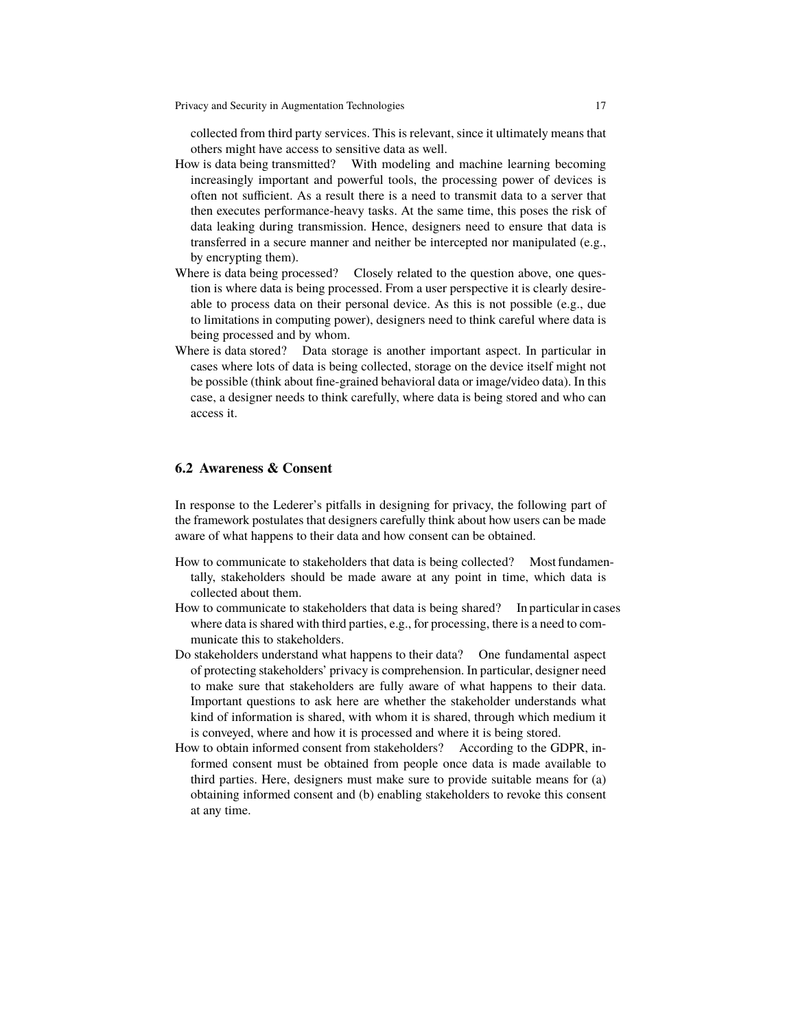collected from third party services. This is relevant, since it ultimately means that others might have access to sensitive data as well.

How is data being transmitted? With modeling and machine learning becoming increasingly important and powerful tools, the processing power of devices is often not sufficient. As a result there is a need to transmit data to a server that then executes performance-heavy tasks. At the same time, this poses the risk of data leaking during transmission. Hence, designers need to ensure that data is transferred in a secure manner and neither be intercepted nor manipulated (e.g., by encrypting them).

Where is data being processed? Closely related to the question above, one question is where data is being processed. From a user perspective it is clearly desireable to process data on their personal device. As this is not possible (e.g., due to limitations in computing power), designers need to think careful where data is being processed and by whom.

Where is data stored? Data storage is another important aspect. In particular in cases where lots of data is being collected, storage on the device itself might not be possible (think about fine-grained behavioral data or image/video data). In this case, a designer needs to think carefully, where data is being stored and who can access it.

### 6.2 Awareness & Consent

In response to the Lederer's pitfalls in designing for privacy, the following part of the framework postulates that designers carefully think about how users can be made aware of what happens to their data and how consent can be obtained.

How to communicate to stakeholders that data is being collected? Most fundamentally, stakeholders should be made aware at any point in time, which data is collected about them.

How to communicate to stakeholders that data is being shared? In particular in cases where data is shared with third parties, e.g., for processing, there is a need to communicate this to stakeholders.

Do stakeholders understand what happens to their data? One fundamental aspect of protecting stakeholders' privacy is comprehension. In particular, designer need to make sure that stakeholders are fully aware of what happens to their data. Important questions to ask here are whether the stakeholder understands what kind of information is shared, with whom it is shared, through which medium it is conveyed, where and how it is processed and where it is being stored.

How to obtain informed consent from stakeholders? According to the GDPR, informed consent must be obtained from people once data is made available to third parties. Here, designers must make sure to provide suitable means for (a) obtaining informed consent and (b) enabling stakeholders to revoke this consent at any time.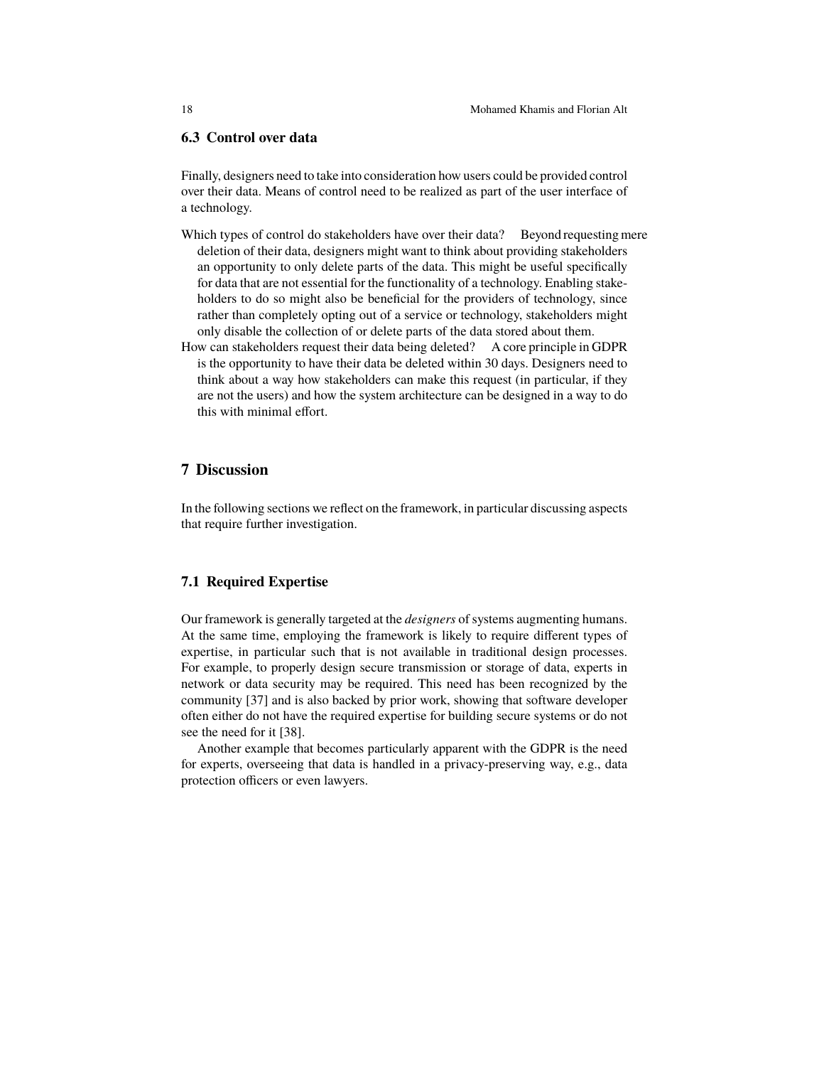### 6.3 Control over data

Finally, designers need to take into consideration how users could be provided control over their data. Means of control need to be realized as part of the user interface of a technology.

**Which types of control do stakeholders have over their data?** Beyond requesting mere deletion of their data, designers might want to think about providing stakeholders an opportunity to only delete parts of the data. This might be useful specifically for data that are not essential for the functionality of a technology. Enabling stakeholders to do so might also be beneficial for the providers of technology, since rather than completely opting out of a service or technology, stakeholders might only disable the collection of or delete parts of the data stored about them.

**How can stakeholders request their data being deleted?** A core principle in GDPR is the opportunity to have their data be deleted within 30 days. Designers need to think about a way how stakeholders can make this request (in particular, if they are not the users) and how the system architecture can be designed in a way to do this with minimal effort.

## 7 Discussion

In the following sections we reflect on the framework, in particular discussing aspects that require further investigation.

### 7.1 Required Expertise

Our framework is generally targeted at the *designers* of systems augmenting humans. At the same time, employing the framework is likely to require different types of expertise, in particular such that is not available in traditional design processes. For example, to properly design secure transmission or storage of data, experts in network or data security may be required. This need has been recognized by the community [37] and is also backed by prior work, showing that software developer often either do not have the required expertise for building secure systems or do not see the need for it [38].

Another example that becomes particularly apparent with the GDPR is the need for experts, overseeing that data is handled in a privacy-preserving way, e.g., data protection officers or even lawyers.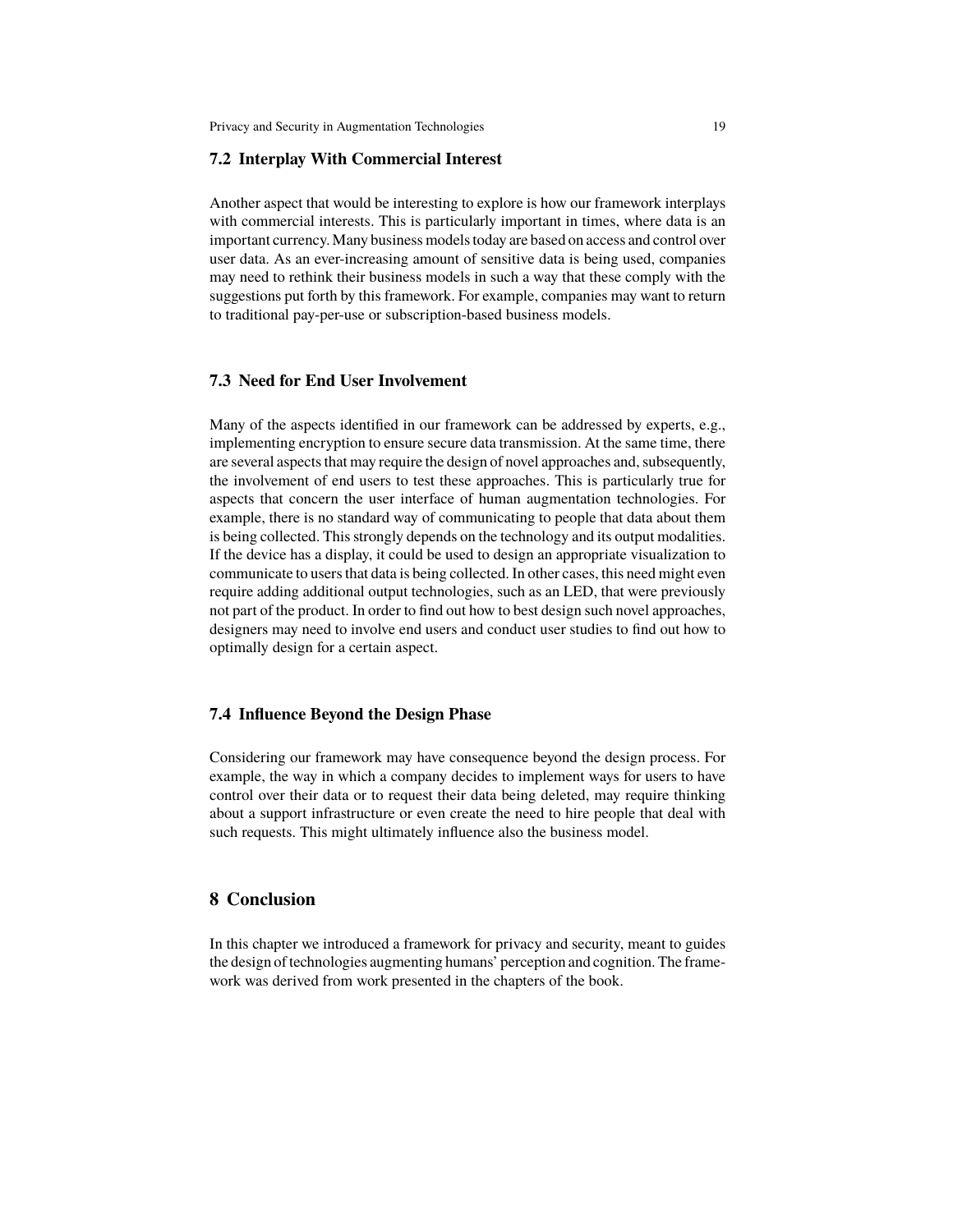### 7.2 Interplay With Commercial Interest

Another aspect that would be interesting to explore is how our framework interplays with commercial interests. This is particularly important in times, where data is an important currency. Many business models today are based on access and control over user data. As an ever-increasing amount of sensitive data is being used, companies may need to rethink their business models in such a way that these comply with the suggestions put forth by this framework. For example, companies may want to return to traditional pay-per-use or subscription-based business models.

### 7.3 Need for End User Involvement

Many of the aspects identified in our framework can be addressed by experts, e.g., implementing encryption to ensure secure data transmission. At the same time, there are several aspects that may require the design of novel approaches and, subsequently, the involvement of end users to test these approaches. This is particularly true for aspects that concern the user interface of human augmentation technologies. For example, there is no standard way of communicating to people that data about them is being collected. This strongly depends on the technology and its output modalities. If the device has a display, it could be used to design an appropriate visualization to communicate to users that data is being collected. In other cases, this need might even require adding additional output technologies, such as an LED, that were previously not part of the product. In order to find out how to best design such novel approaches, designers may need to involve end users and conduct user studies to find out how to optimally design for a certain aspect.

### 7.4 Influence Beyond the Design Phase

Considering our framework may have consequence beyond the design process. For example, the way in which a company decides to implement ways for users to have control over their data or to request their data being deleted, may require thinking about a support infrastructure or even create the need to hire people that deal with such requests. This might ultimately influence also the business model.

## 8 Conclusion

In this chapter we introduced a framework for privacy and security, meant to guides the design of technologies augmenting humans' perception and cognition. The framework was derived from work presented in the chapters of the book.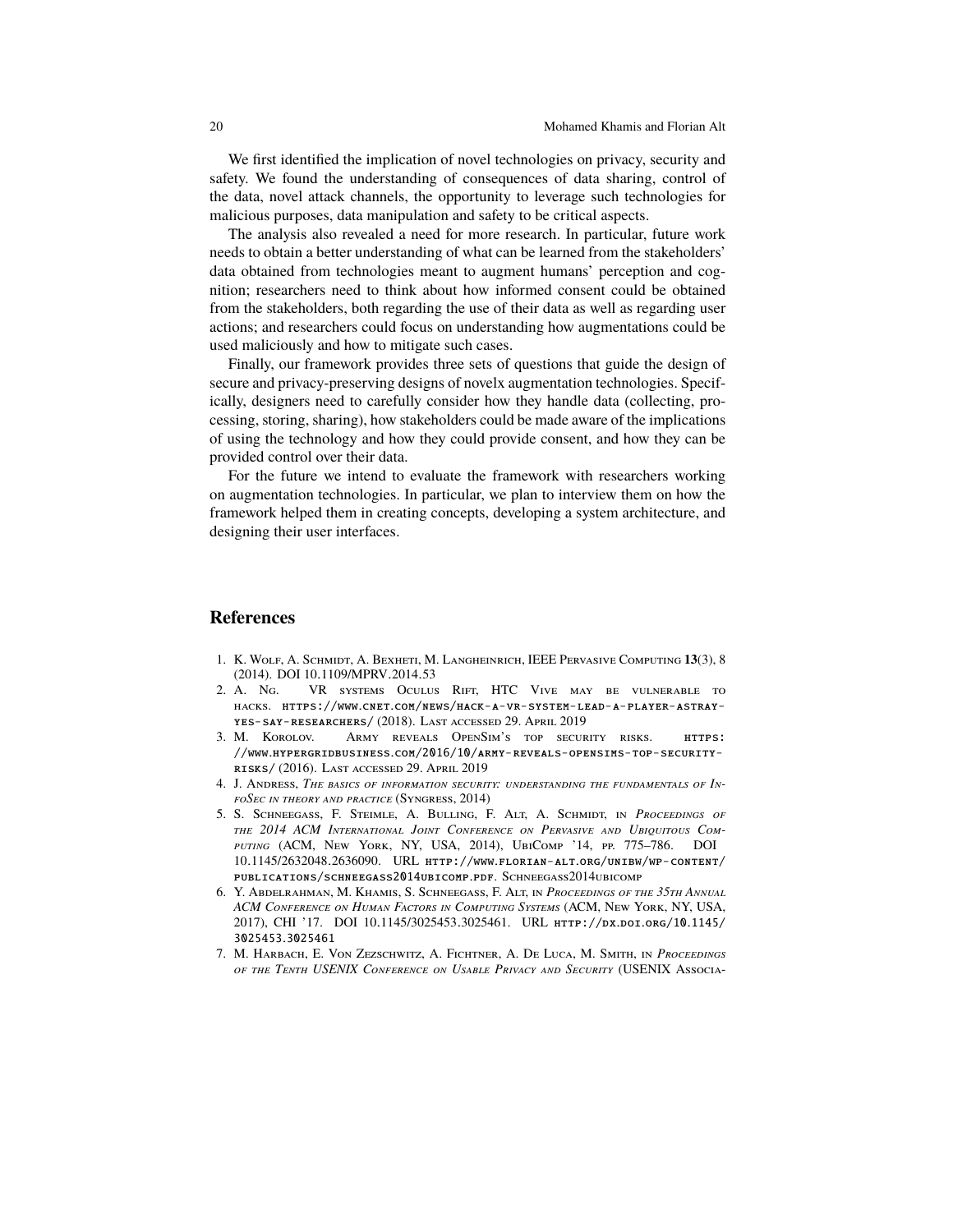We first identified the implication of novel technologies on privacy, security and safety. We found the understanding of consequences of data sharing, control of the data, novel attack channels, the opportunity to leverage such technologies for malicious purposes, data manipulation and safety to be critical aspects.

The analysis also revealed a need for more research. In particular, future work needs to obtain a better understanding of what can be learned from the stakeholders' data obtained from technologies meant to augment humans' perception and cognition; researchers need to think about how informed consent could be obtained from the stakeholders, both regarding the use of their data as well as regarding user actions; and researchers could focus on understanding how augmentations could be used maliciously and how to mitigate such cases.

Finally, our framework provides three sets of questions that guide the design of secure and privacy-preserving designs of novelx augmentation technologies. Specifically, designers need to carefully consider how they handle data (collecting, processing, storing, sharing), how stakeholders could be made aware of the implications of using the technology and how they could provide consent, and how they can be provided control over their data.

For the future we intend to evaluate the framework with researchers working on augmentation technologies. In particular, we plan to interview them on how the framework helped them in creating concepts, developing a system architecture, and designing their user interfaces.

## References

1. K. Wolf, A. Schmidt, A. Bexheti, M. Langheinrich, IEEE Pervasive Computing **13**(3), 8 (2014). DOI 10.1109/MPRV.2014.53
2. A. Ng. VR systems Oculus Rift, HTC Vive may be vulnerable to hacks. https://www.cnet.com/news/hack-a-vr-system-lead-a-player-astray-yes-say-researchers/ (2018). Last accessed 29. April 2019
3. M. Korolov. Army reveals OpenSim's top security risks. https://www.hypergridbusiness.com/2016/10/army-reveals-opensims-top-security-risks/ (2016). Last accessed 29. April 2019
4. J. Andress, *The basics of information security: understanding the fundamentals of InfoSec in theory and practice* (Syngress, 2014)
5. S. Schneegass, F. Steimle, A. Bulling, F. Alt, A. Schmidt, in *Proceedings of the 2014 ACM International Joint Conference on Pervasive and Ubiquitous Computing* (ACM, New York, NY, USA, 2014), UbiComp '14, pp. 775–786. DOI 10.1145/2632048.2636090. URL http://www.florian-alt.org/unibw/wp-content/publications/schneegass2014ubicomp.pdf. Schneegass2014ubicomp
6. Y. Abdelrahman, M. Khamis, S. Schneegass, F. Alt, in *Proceedings of the 35th Annual ACM Conference on Human Factors in Computing Systems* (ACM, New York, NY, USA, 2017), CHI '17. DOI 10.1145/3025453.3025461. URL http://dx.doi.org/10.1145/3025453.3025461
7. M. Harbach, E. Von Zezschwitz, A. Fichtner, A. De Luca, M. Smith, in *Proceedings of the Tenth USENIX Conference on Usable Privacy and Security* (USENIX Associa-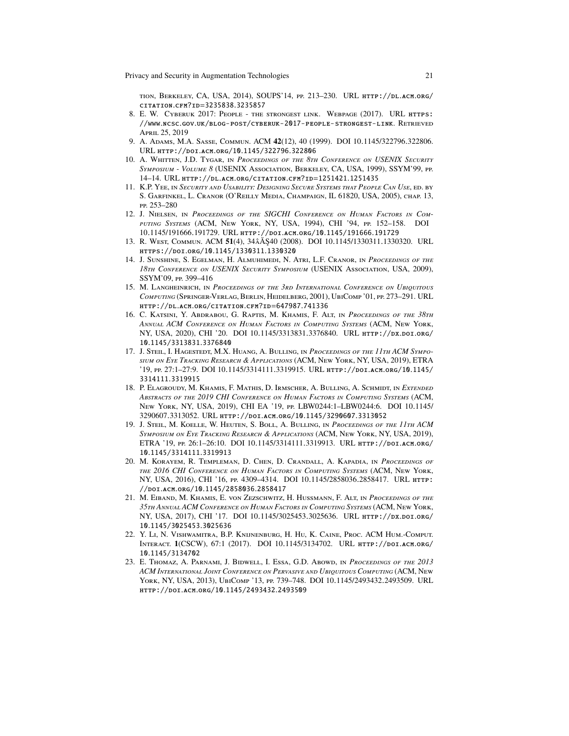tion, Berkeley, CA, USA, 2014), SOUPS'14, pp. 213–230. URL http://dl.acm.org/citation.cfm?id=3235838.3235857

8. E. W. Cyberuk 2017: People - the strongest link. Webpage (2017). URL https://www.ncsc.gov.uk/blog-post/cyberuk-2017-people-strongest-link. Retrieved April 25, 2019
9. A. Adams, M.A. Sasse, Commun. ACM **42**(12), 40 (1999). DOI 10.1145/322796.322806. URL http://doi.acm.org/10.1145/322796.322806
10. A. Whitten, J.D. Tygar, in *Proceedings of the 8th Conference on USENIX Security Symposium - Volume 8* (USENIX Association, Berkeley, CA, USA, 1999), SSYM'99, pp. 14–14. URL http://dl.acm.org/citation.cfm?id=1251421.1251435
11. K.P. Yee, in *Security and Usability: Designing Secure Systems that People Can Use*, ed. by S. Garfinkel, L. Cranor (O'Reilly Media, Champaign, IL 61820, USA, 2005), chap. 13, pp. 253–280
12. J. Nielsen, in *Proceedings of the SIGCHI Conference on Human Factors in Computing Systems* (ACM, New York, NY, USA, 1994), CHI '94, pp. 152–158. DOI 10.1145/191666.191729. URL http://doi.acm.org/10.1145/191666.191729
13. R. West, Commun. ACM **51**(4), 34âĂŞ40 (2008). DOI 10.1145/1330311.1330320. URL https://doi.org/10.1145/1330311.1330320
14. J. Sunshine, S. Egelman, H. Almuhimedi, N. Atri, L.F. Cranor, in *Proceedings of the 18th Conference on USENIX Security Symposium* (USENIX Association, USA, 2009), SSYM'09, pp. 399–416
15. M. Langheinrich, in *Proceedings of the 3rd International Conference on Ubiquitous Computing* (Springer-Verlag, Berlin, Heidelberg, 2001), UbiComp '01, pp. 273–291. URL http://dl.acm.org/citation.cfm?id=647987.741336
16. C. Katsini, Y. Abdrabou, G. Raptis, M. Khamis, F. Alt, in *Proceedings of the 38th Annual ACM Conference on Human Factors in Computing Systems* (ACM, New York, NY, USA, 2020), CHI '20. DOI 10.1145/3313831.3376840. URL http://dx.doi.org/10.1145/3313831.3376840
17. J. Steil, I. Hagestedt, M.X. Huang, A. Bulling, in *Proceedings of the 11th ACM Symposium on Eye Tracking Research & Applications* (ACM, New York, NY, USA, 2019), ETRA '19, pp. 27:1–27:9. DOI 10.1145/3314111.3319915. URL http://doi.acm.org/10.1145/3314111.3319915
18. P. Elagroudy, M. Khamis, F. Mathis, D. Irmscher, A. Bulling, A. Schmidt, in *Extended Abstracts of the 2019 CHI Conference on Human Factors in Computing Systems* (ACM, New York, NY, USA, 2019), CHI EA '19, pp. LBW0244:1–LBW0244:6. DOI 10.1145/3290607.3313052. URL http://doi.acm.org/10.1145/3290607.3313052
19. J. Steil, M. Koelle, W. Heuten, S. Boll, A. Bulling, in *Proceedings of the 11th ACM Symposium on Eye Tracking Research & Applications* (ACM, New York, NY, USA, 2019), ETRA '19, pp. 26:1–26:10. DOI 10.1145/3314111.3319913. URL http://doi.acm.org/10.1145/3314111.3319913
20. M. Korayem, R. Templeman, D. Chen, D. Crandall, A. Kapadia, in *Proceedings of the 2016 CHI Conference on Human Factors in Computing Systems* (ACM, New York, NY, USA, 2016), CHI '16, pp. 4309–4314. DOI 10.1145/2858036.2858417. URL http://doi.acm.org/10.1145/2858036.2858417
21. M. Eiband, M. Khamis, E. von Zezschwitz, H. Hussmann, F. Alt, in *Proceedings of the 35th Annual ACM Conference on Human Factors in Computing Systems* (ACM, New York, NY, USA, 2017), CHI '17. DOI 10.1145/3025453.3025636. URL http://dx.doi.org/10.1145/3025453.3025636
22. Y. Li, N. Vishwamitra, B.P. Knijnenburg, H. Hu, K. Caine, Proc. ACM Hum.-Comput. Interact. **1**(CSCW), 67:1 (2017). DOI 10.1145/3134702. URL http://doi.acm.org/10.1145/3134702
23. E. Thomaz, A. Parnami, J. Bidwell, I. Essa, G.D. Abowd, in *Proceedings of the 2013 ACM International Joint Conference on Pervasive and Ubiquitous Computing* (ACM, New York, NY, USA, 2013), UbiComp '13, pp. 739–748. DOI 10.1145/2493432.2493509. URL http://doi.acm.org/10.1145/2493432.2493509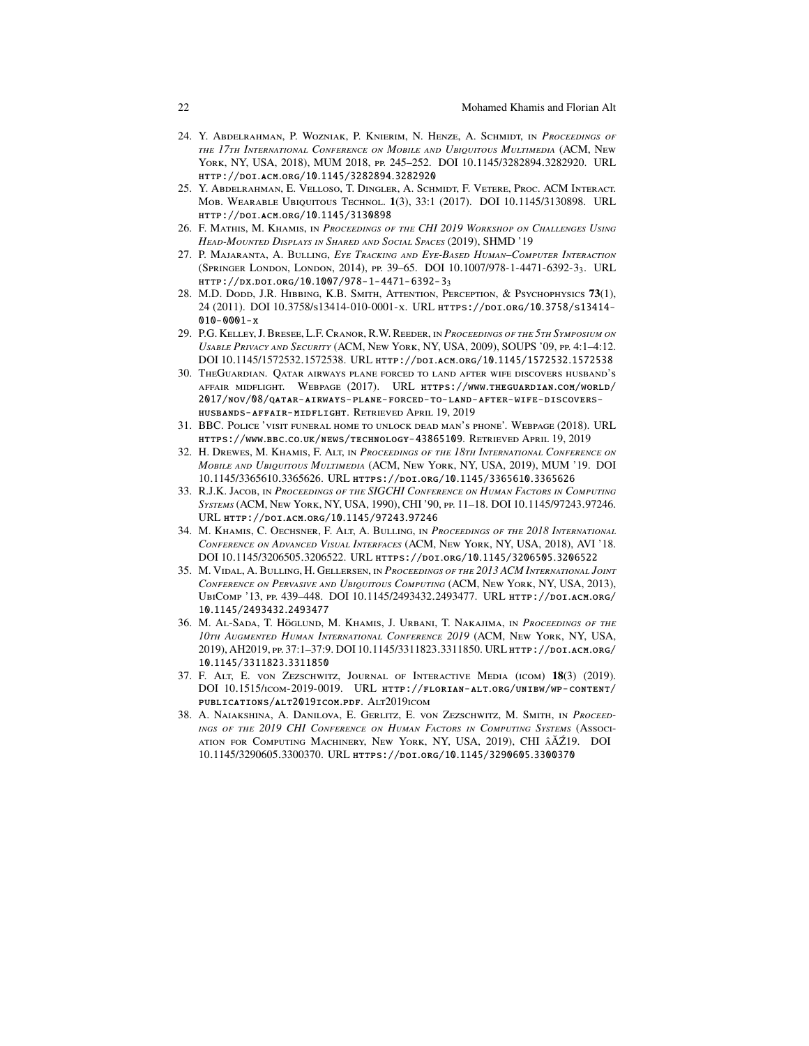24. Y. Abdelrahman, P. Wozniak, P. Knierim, N. Henze, A. Schmidt, in *Proceedings of the 17th International Conference on Mobile and Ubiquitous Multimedia* (ACM, New York, NY, USA, 2018), MUM 2018, pp. 245–252. DOI 10.1145/3282894.3282920. URL http://doi.acm.org/10.1145/3282894.3282920
25. Y. Abdelrahman, E. Velloso, T. Dingler, A. Schmidt, F. Vetere, Proc. ACM Interact. Mob. Wearable Ubiquitous Technol. **1**(3), 33:1 (2017). DOI 10.1145/3130898. URL http://doi.acm.org/10.1145/3130898
26. F. Mathis, M. Khamis, in *Proceedings of the CHI 2019 Workshop on Challenges Using Head-Mounted Displays in Shared and Social Spaces* (2019), SHMD '19
27. P. Majaranta, A. Bulling, *Eye Tracking and Eye-Based Human–Computer Interaction* (Springer London, London, 2014), pp. 39–65. DOI 10.1007/978-1-4471-6392-3$_3$. URL http://dx.doi.org/10.1007/978-1-4471-6392-3$_3$
28. M.D. Dodd, J.R. Hibbing, K.B. Smith, Attention, Perception, & Psychophysics **73**(1), 24 (2011). DOI 10.3758/s13414-010-0001-x. URL https://doi.org/10.3758/s13414-010-0001-x
29. P.G. Kelley, J. Bresee, L.F. Cranor, R.W. Reeder, in *Proceedings of the 5th Symposium on Usable Privacy and Security* (ACM, New York, NY, USA, 2009), SOUPS '09, pp. 4:1–4:12. DOI 10.1145/1572532.1572538. URL http://doi.acm.org/10.1145/1572532.1572538
30. TheGuardian. Qatar airways plane forced to land after wife discovers husband's affair midflight. Webpage (2017). URL https://www.theguardian.com/world/2017/nov/08/qatar-airways-plane-forced-to-land-after-wife-discovers-husbands-affair-midflight. Retrieved April 19, 2019
31. BBC. Police 'visit funeral home to unlock dead man's phone'. Webpage (2018). URL https://www.bbc.co.uk/news/technology-43865109. Retrieved April 19, 2019
32. H. Drewes, M. Khamis, F. Alt, in *Proceedings of the 18th International Conference on Mobile and Ubiquitous Multimedia* (ACM, New York, NY, USA, 2019), MUM '19. DOI 10.1145/3365610.3365626. URL https://doi.org/10.1145/3365610.3365626
33. R.J.K. Jacob, in *Proceedings of the SIGCHI Conference on Human Factors in Computing Systems* (ACM, New York, NY, USA, 1990), CHI '90, pp. 11–18. DOI 10.1145/97243.97246. URL http://doi.acm.org/10.1145/97243.97246
34. M. Khamis, C. Oechsner, F. Alt, A. Bulling, in *Proceedings of the 2018 International Conference on Advanced Visual Interfaces* (ACM, New York, NY, USA, 2018), AVI '18. DOI 10.1145/3206505.3206522. URL https://doi.org/10.1145/3206505.3206522
35. M. Vidal, A. Bulling, H. Gellersen, in *Proceedings of the 2013 ACM International Joint Conference on Pervasive and Ubiquitous Computing* (ACM, New York, NY, USA, 2013), UbiComp '13, pp. 439–448. DOI 10.1145/2493432.2493477. URL http://doi.acm.org/10.1145/2493432.2493477
36. M. Al-Sada, T. Höglund, M. Khamis, J. Urbani, T. Nakajima, in *Proceedings of the 10th Augmented Human International Conference 2019* (ACM, New York, NY, USA, 2019), AH2019, pp. 37:1–37:9. DOI 10.1145/3311823.3311850. URL http://doi.acm.org/10.1145/3311823.3311850
37. F. Alt, E. von Zezschwitz, Journal of Interactive Media (icom) **18**(3) (2019). DOI 10.1515/icom-2019-0019. URL http://florian-alt.org/unibw/wp-content/publications/alt2019icom.pdf. Alt2019icom
38. A. Naiakshina, A. Danilova, E. Gerlitz, E. von Zezschwitz, M. Smith, in *Proceedings of the 2019 CHI Conference on Human Factors in Computing Systems* (Association for Computing Machinery, New York, NY, USA, 2019), CHI âĂŹ19. DOI 10.1145/3290605.3300370. URL https://doi.org/10.1145/3290605.3300370